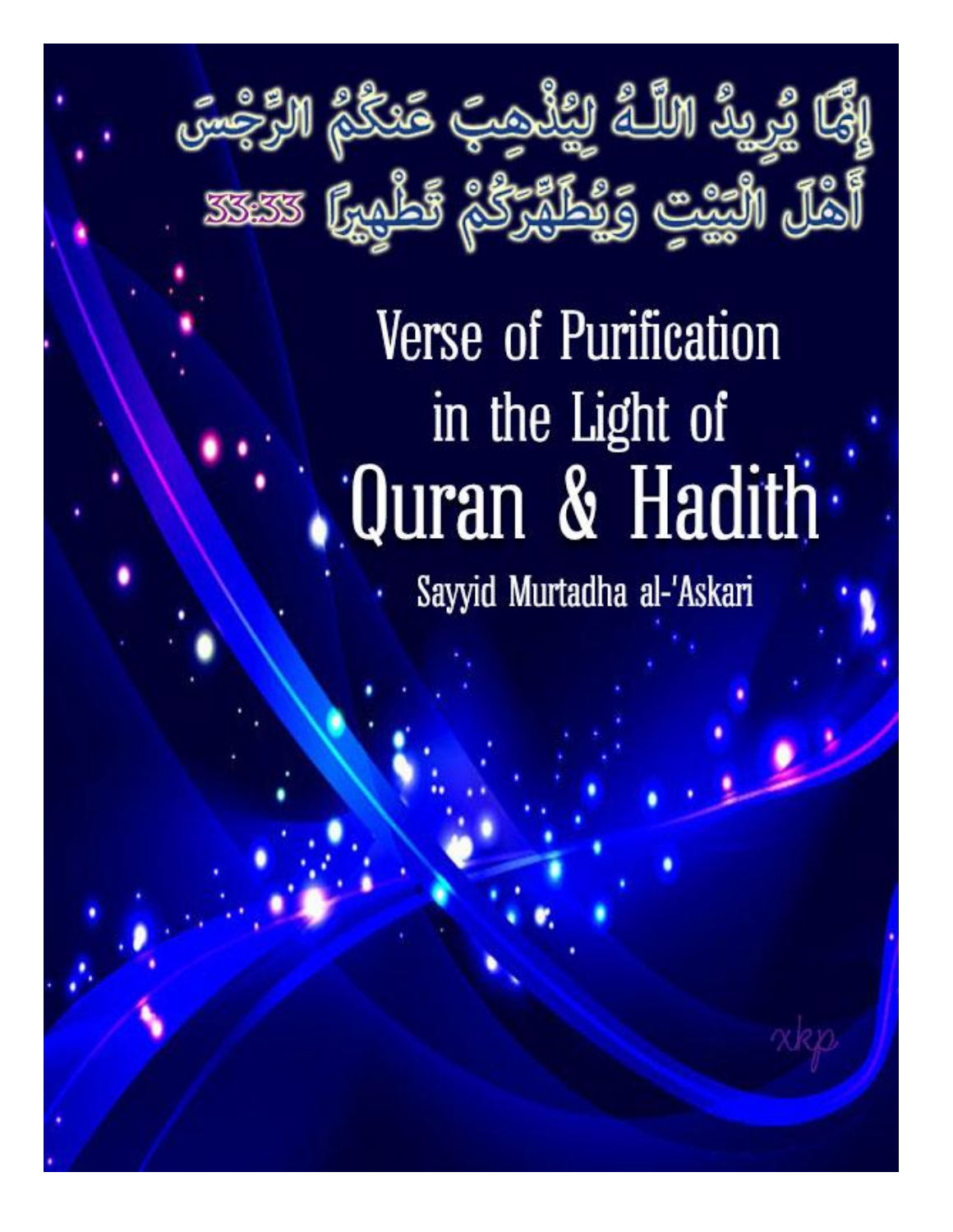إِنَّمَا يُرِيدُ اللَّهُ لِيُذْهِبَ عَنكُمُ الرِّجْسَ أَهْلَ الْبَيْتِ وَيُطَهِّرَكُمْ تَطْهِيرًا 33:33

# Verse of Purification in the Light of Quran & Hadith

Sayyid Murtadha al-'Askari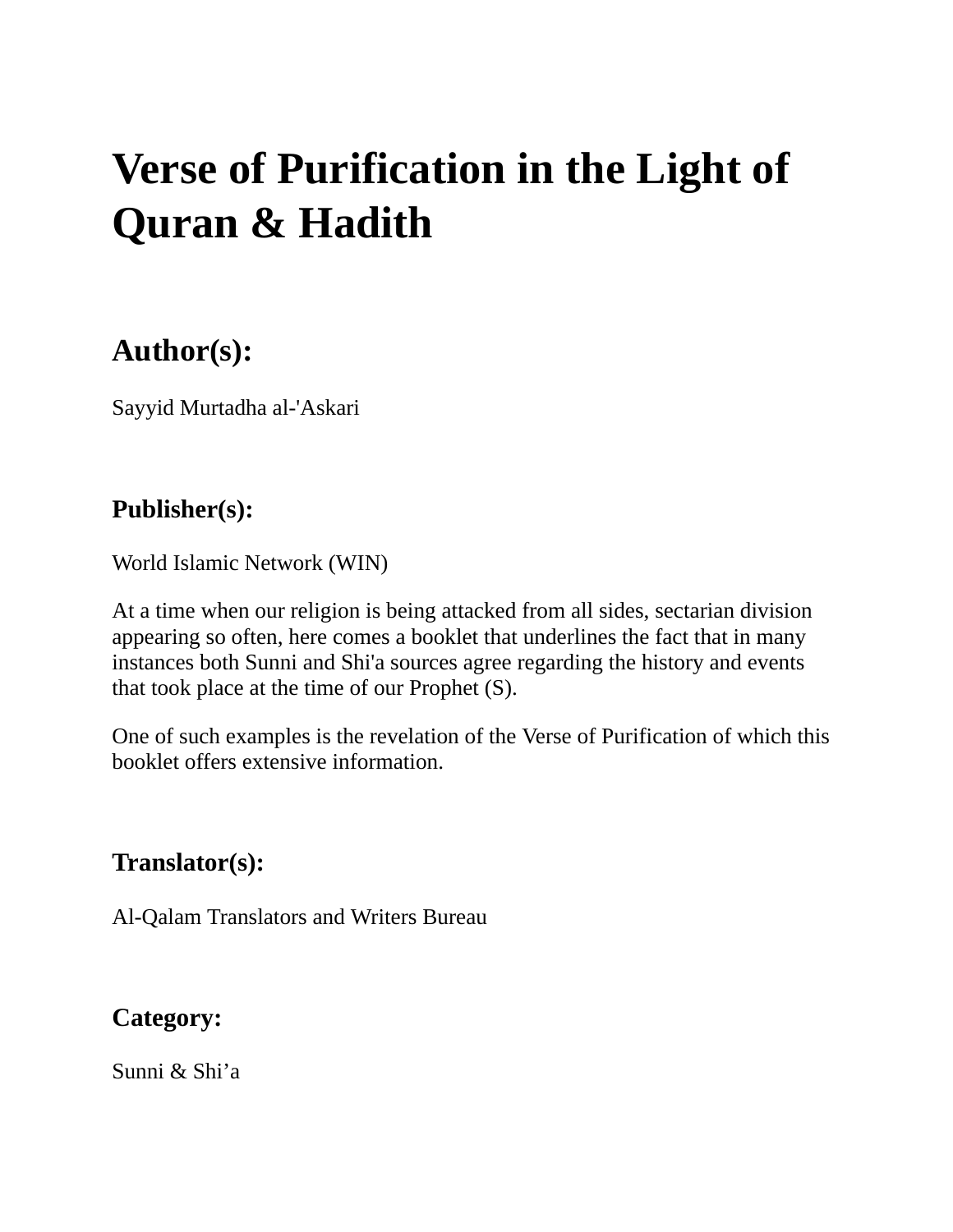# Verse of Purification in the Light of Quran & Hadith

## Author(s):

Sayyid Murtadha al-'Askari

### Publisher(s):

World Islamic Network (WIN)

At a time when our religion is being attacked from all sides, sectarian division appearing so often, here comes a booklet that underlines the fact that in many instances both Sunni and Shi'a sources agree regarding the history and events that took place at the time of our Prophet (S).

One of such examples is the revelation of the Verse of Purification of which this booklet offers extensive information.

### Translator(s):

Al-Qalam Translators and Writers Bureau

### Category:

Sunni & Shi’a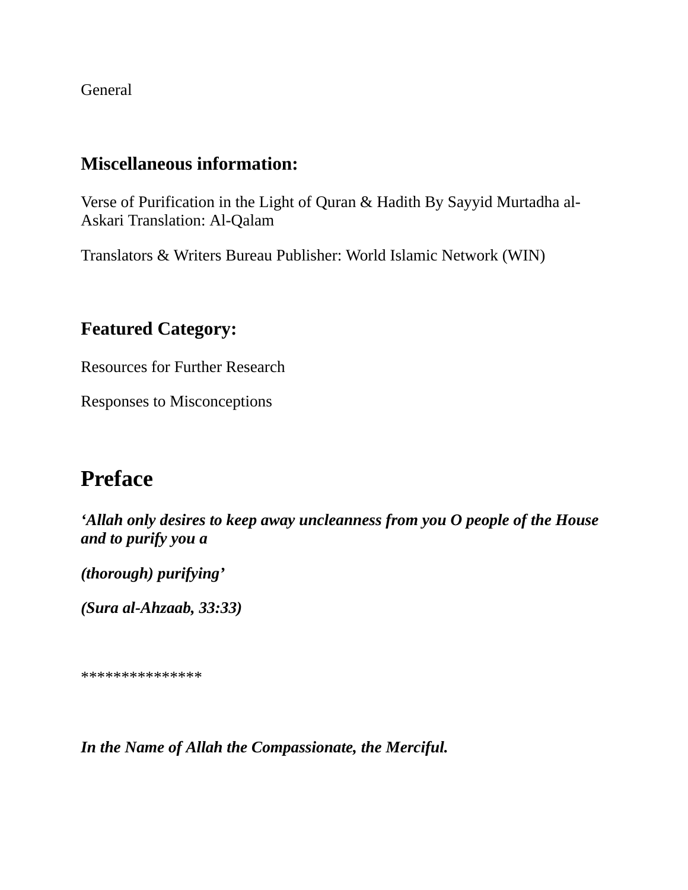General

### Miscellaneous information:

Verse of Purification in the Light of Quran & Hadith By Sayyid Murtadha al-Askari Translation: Al-Qalam

Translators & Writers Bureau Publisher: World Islamic Network (WIN)

### Featured Category:

Resources for Further Research

Responses to Misconceptions

## Preface

***'Allah only desires to keep away uncleanness from you O people of the House and to purify you a***

***(thorough) purifying'***

***(Sura al-Ahzaab, 33:33)***

***************

***In the Name of Allah the Compassionate, the Merciful.***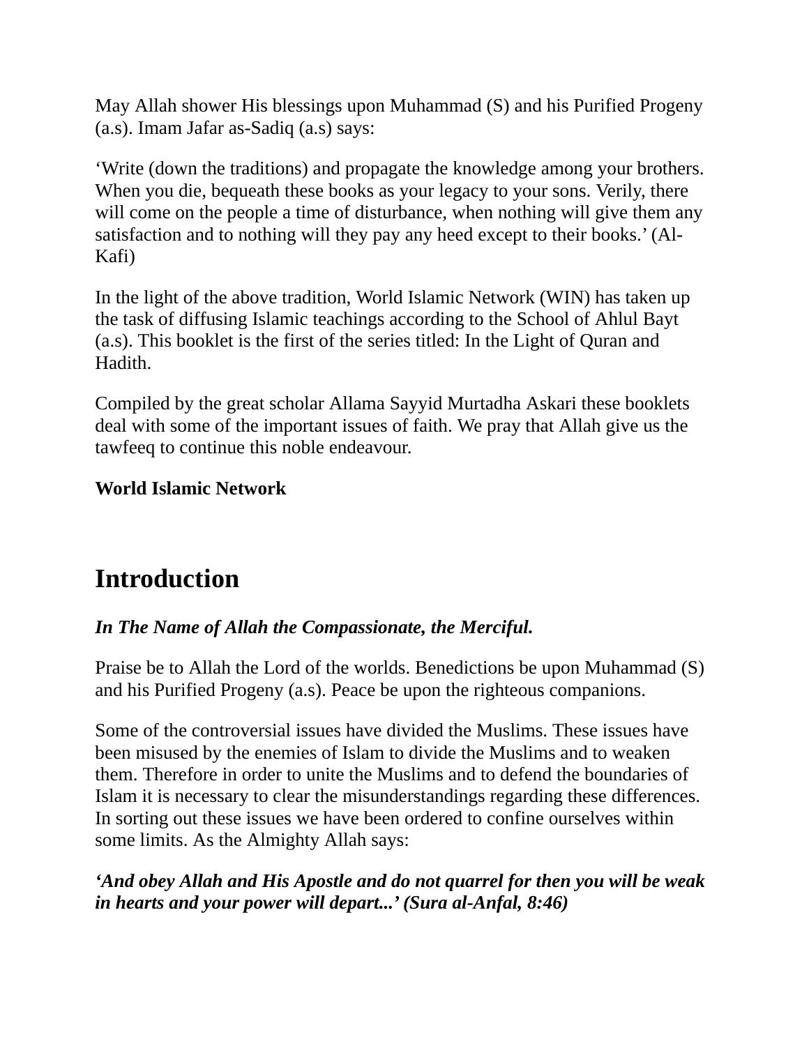May Allah shower His blessings upon Muhammad (S) and his Purified Progeny (a.s). Imam Jafar as-Sadiq (a.s) says:

‘Write (down the traditions) and propagate the knowledge among your brothers. When you die, bequeath these books as your legacy to your sons. Verily, there will come on the people a time of disturbance, when nothing will give them any satisfaction and to nothing will they pay any heed except to their books.’ (Al-Kafi)

In the light of the above tradition, World Islamic Network (WIN) has taken up the task of diffusing Islamic teachings according to the School of Ahlul Bayt (a.s). This booklet is the first of the series titled: In the Light of Quran and Hadith.

Compiled by the great scholar Allama Sayyid Murtadha Askari these booklets deal with some of the important issues of faith. We pray that Allah give us the tawfeeq to continue this noble endeavour.

**World Islamic Network**

# Introduction

***In The Name of Allah the Compassionate, the Merciful.***

Praise be to Allah the Lord of the worlds. Benedictions be upon Muhammad (S) and his Purified Progeny (a.s). Peace be upon the righteous companions.

Some of the controversial issues have divided the Muslims. These issues have been misused by the enemies of Islam to divide the Muslims and to weaken them. Therefore in order to unite the Muslims and to defend the boundaries of Islam it is necessary to clear the misunderstandings regarding these differences. In sorting out these issues we have been ordered to confine ourselves within some limits. As the Almighty Allah says:

***‘And obey Allah and His Apostle and do not quarrel for then you will be weak in hearts and your power will depart...’ (Sura al-Anfal, 8:46)***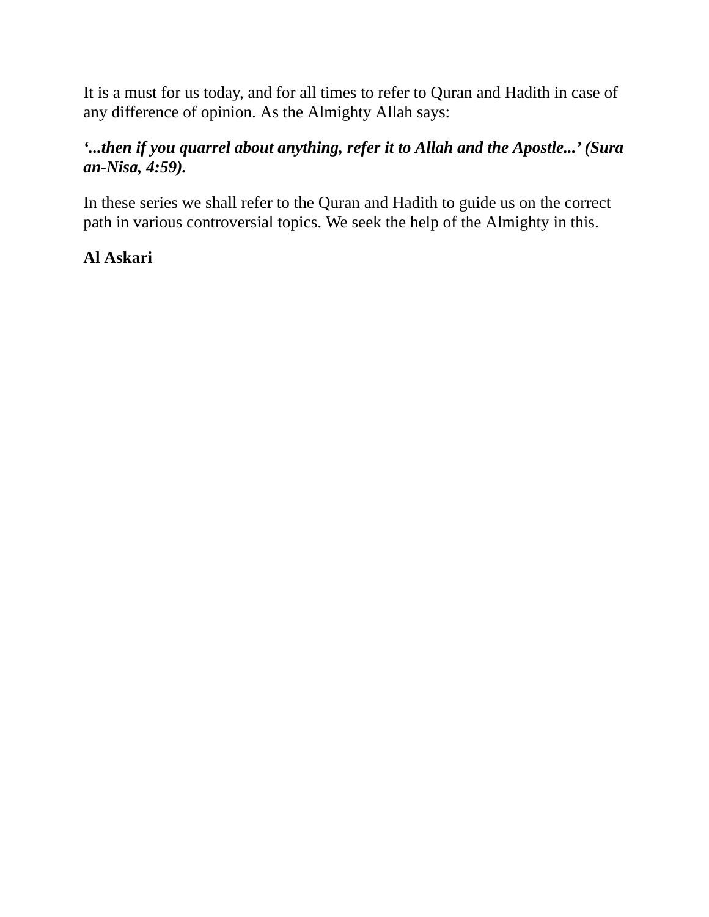It is a must for us today, and for all times to refer to Quran and Hadith in case of any difference of opinion. As the Almighty Allah says:

***‘...then if you quarrel about anything, refer it to Allah and the Apostle...’ (Sura an-Nisa, 4:59).***

In these series we shall refer to the Quran and Hadith to guide us on the correct path in various controversial topics. We seek the help of the Almighty in this.

**Al Askari**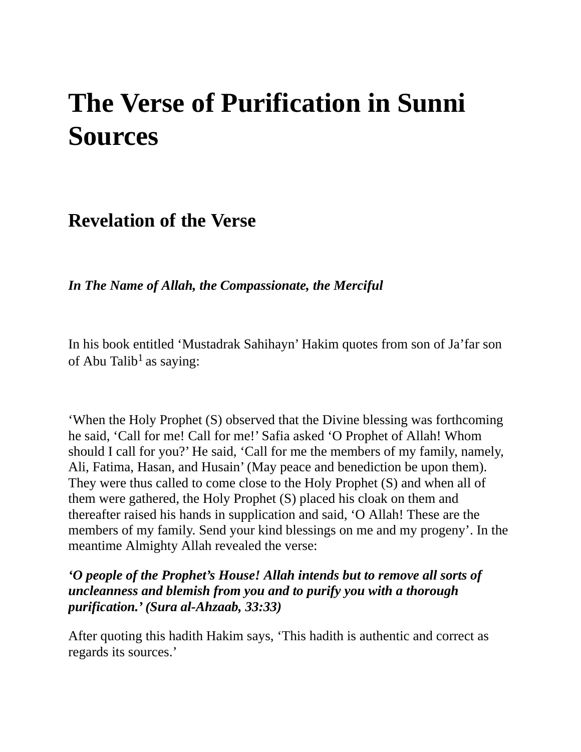# The Verse of Purification in Sunni Sources

## Revelation of the Verse

***In The Name of Allah, the Compassionate, the Merciful***

In his book entitled ‘Mustadrak Sahihayn’ Hakim quotes from son of Ja’far son of Abu Talib[1] as saying:

‘When the Holy Prophet (S) observed that the Divine blessing was forthcoming he said, ‘Call for me! Call for me!’ Safia asked ‘O Prophet of Allah! Whom should I call for you?’ He said, ‘Call for me the members of my family, namely, Ali, Fatima, Hasan, and Husain’ (May peace and benediction be upon them). They were thus called to come close to the Holy Prophet (S) and when all of them were gathered, the Holy Prophet (S) placed his cloak on them and thereafter raised his hands in supplication and said, ‘O Allah! These are the members of my family. Send your kind blessings on me and my progeny’. In the meantime Almighty Allah revealed the verse:

***‘O people of the Prophet’s House! Allah intends but to remove all sorts of uncleanness and blemish from you and to purify you with a thorough purification.’ (Sura al-Ahzaab, 33:33)***

After quoting this hadith Hakim says, ‘This hadith is authentic and correct as regards its sources.’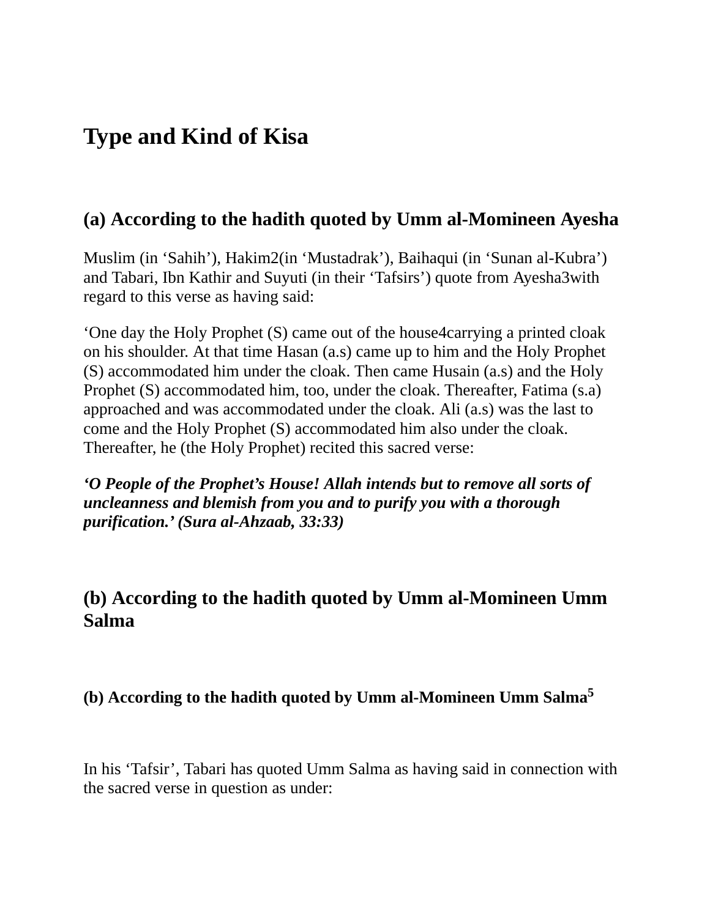# Type and Kind of Kisa

## (a) According to the hadith quoted by Umm al-Momineen Ayesha

Muslim (in 'Sahih'), Hakim[2](in 'Mustadrak'), Baihaqui (in 'Sunan al-Kubra') and Tabari, Ibn Kathir and Suyuti (in their 'Tafsirs') quote from Ayesha[3]with regard to this verse as having said:

'One day the Holy Prophet (S) came out of the house[4]carrying a printed cloak on his shoulder. At that time Hasan (a.s) came up to him and the Holy Prophet (S) accommodated him under the cloak. Then came Husain (a.s) and the Holy Prophet (S) accommodated him, too, under the cloak. Thereafter, Fatima (s.a) approached and was accommodated under the cloak. Ali (a.s) was the last to come and the Holy Prophet (S) accommodated him also under the cloak. Thereafter, he (the Holy Prophet) recited this sacred verse:

***'O People of the Prophet's House! Allah intends but to remove all sorts of uncleanness and blemish from you and to purify you with a thorough purification.' (Sura al-Ahzaab, 33:33)***

## (b) According to the hadith quoted by Umm al-Momineen Umm Salma

### (b) According to the hadith quoted by Umm al-Momineen Umm Salma[5]

In his 'Tafsir', Tabari has quoted Umm Salma as having said in connection with the sacred verse in question as under: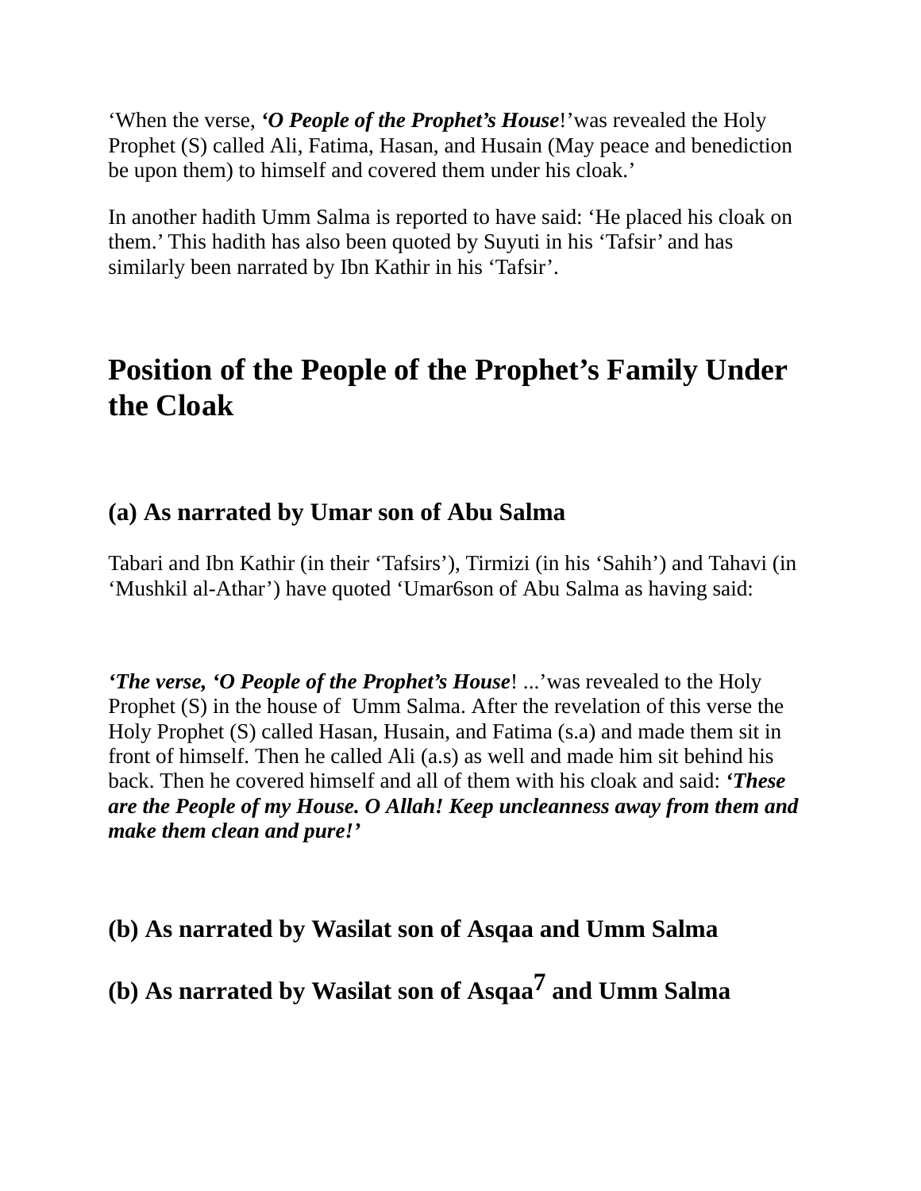‘When the verse, ***‘O People of the Prophet’s House***!’was revealed the Holy Prophet (S) called Ali, Fatima, Hasan, and Husain (May peace and benediction be upon them) to himself and covered them under his cloak.’

In another hadith Umm Salma is reported to have said: ‘He placed his cloak on them.’ This hadith has also been quoted by Suyuti in his ‘Tafsir’ and has similarly been narrated by Ibn Kathir in his ‘Tafsir’.

## Position of the People of the Prophet’s Family Under the Cloak

### (a) As narrated by Umar son of Abu Salma

Tabari and Ibn Kathir (in their ‘Tafsirs’), Tirmizi (in his ‘Sahih’) and Tahavi (in ‘Mushkil al-Athar’) have quoted ‘Umar[6] son of Abu Salma as having said:

***‘The verse, ‘O People of the Prophet’s House***! ...’was revealed to the Holy Prophet (S) in the house of Umm Salma. After the revelation of this verse the Holy Prophet (S) called Hasan, Husain, and Fatima (s.a) and made them sit in front of himself. Then he called Ali (a.s) as well and made him sit behind his back. Then he covered himself and all of them with his cloak and said: ***‘These are the People of my House. O Allah! Keep uncleanness away from them and make them clean and pure!’***

### (b) As narrated by Wasilat son of Asqaa and Umm Salma

### (b) As narrated by Wasilat son of Asqaa[7] and Umm Salma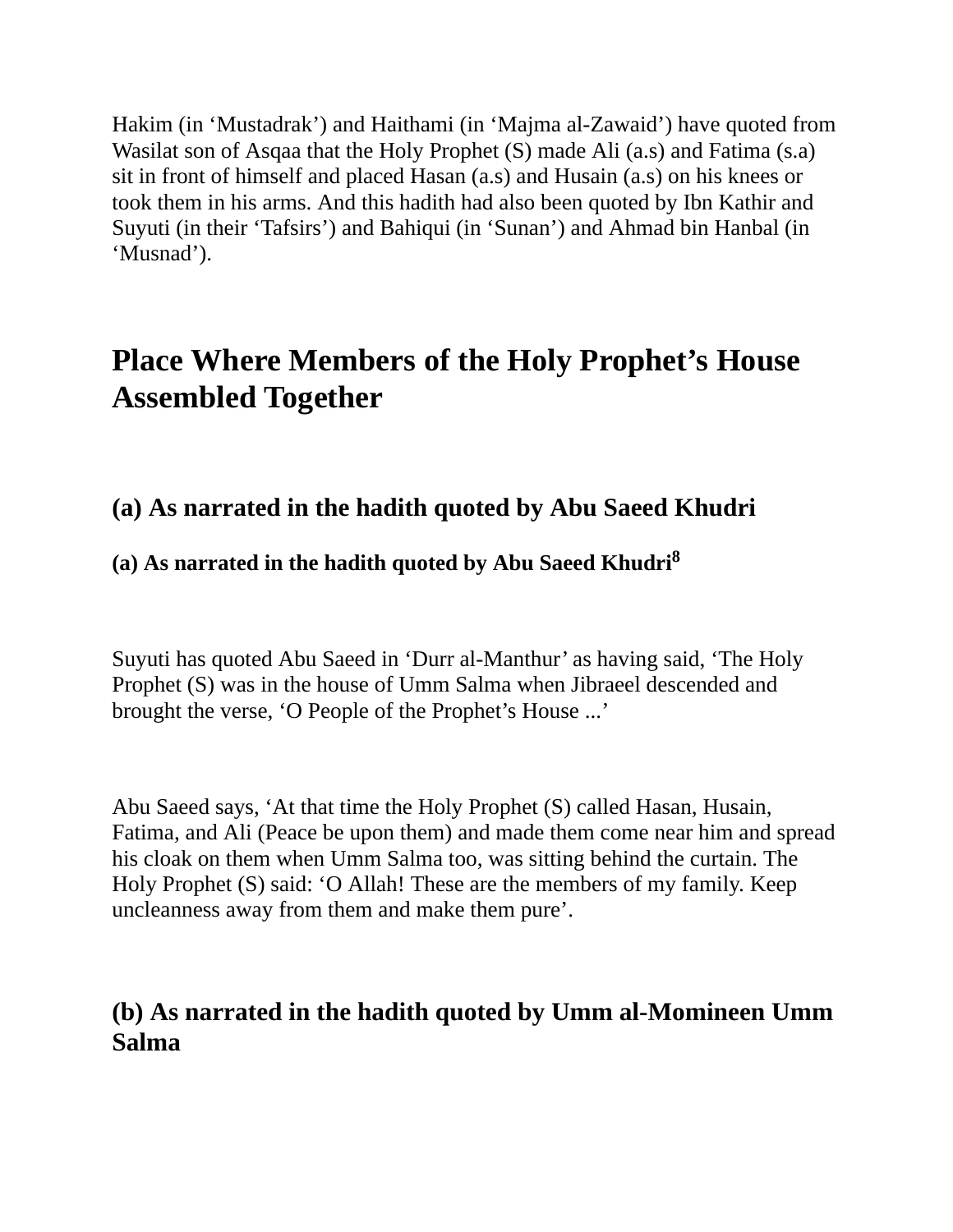Hakim (in ‘Mustadrak’) and Haithami (in ‘Majma al-Zawaid’) have quoted from Wasilat son of Asqaa that the Holy Prophet (S) made Ali (a.s) and Fatima (s.a) sit in front of himself and placed Hasan (a.s) and Husain (a.s) on his knees or took them in his arms. And this hadith had also been quoted by Ibn Kathir and Suyuti (in their ‘Tafsirs’) and Bahiqui (in ‘Sunan’) and Ahmad bin Hanbal (in ‘Musnad’).

## Place Where Members of the Holy Prophet’s House Assembled Together

### (a) As narrated in the hadith quoted by Abu Saeed Khudri

#### (a) As narrated in the hadith quoted by Abu Saeed Khudri[8]

Suyuti has quoted Abu Saeed in ‘Durr al-Manthur’ as having said, ‘The Holy Prophet (S) was in the house of Umm Salma when Jibraeel descended and brought the verse, ‘O People of the Prophet’s House ...’

Abu Saeed says, ‘At that time the Holy Prophet (S) called Hasan, Husain, Fatima, and Ali (Peace be upon them) and made them come near him and spread his cloak on them when Umm Salma too, was sitting behind the curtain. The Holy Prophet (S) said: ‘O Allah! These are the members of my family. Keep uncleanness away from them and make them pure’.

### (b) As narrated in the hadith quoted by Umm al-Momineen Umm Salma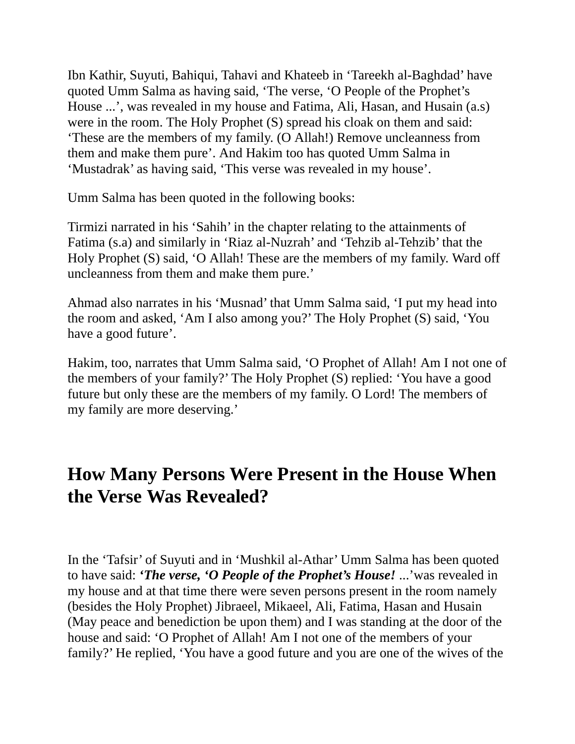Ibn Kathir, Suyuti, Bahiqui, Tahavi and Khateeb in 'Tareekh al-Baghdad' have quoted Umm Salma as having said, 'The verse, 'O People of the Prophet's House ...', was revealed in my house and Fatima, Ali, Hasan, and Husain (a.s) were in the room. The Holy Prophet (S) spread his cloak on them and said: 'These are the members of my family. (O Allah!) Remove uncleanness from them and make them pure'. And Hakim too has quoted Umm Salma in 'Mustadrak' as having said, 'This verse was revealed in my house'.

Umm Salma has been quoted in the following books:

Tirmizi narrated in his 'Sahih' in the chapter relating to the attainments of Fatima (s.a) and similarly in 'Riaz al-Nuzrah' and 'Tehzib al-Tehzib' that the Holy Prophet (S) said, 'O Allah! These are the members of my family. Ward off uncleanness from them and make them pure.'

Ahmad also narrates in his 'Musnad' that Umm Salma said, 'I put my head into the room and asked, 'Am I also among you?' The Holy Prophet (S) said, 'You have a good future'.

Hakim, too, narrates that Umm Salma said, 'O Prophet of Allah! Am I not one of the members of your family?' The Holy Prophet (S) replied: 'You have a good future but only these are the members of my family. O Lord! The members of my family are more deserving.'

## How Many Persons Were Present in the House When the Verse Was Revealed?

In the 'Tafsir' of Suyuti and in 'Mushkil al-Athar' Umm Salma has been quoted to have said: ***'The verse, 'O People of the Prophet's House!*** ...'was revealed in my house and at that time there were seven persons present in the room namely (besides the Holy Prophet) Jibraeel, Mikaeel, Ali, Fatima, Hasan and Husain (May peace and benediction be upon them) and I was standing at the door of the house and said: 'O Prophet of Allah! Am I not one of the members of your family?' He replied, 'You have a good future and you are one of the wives of the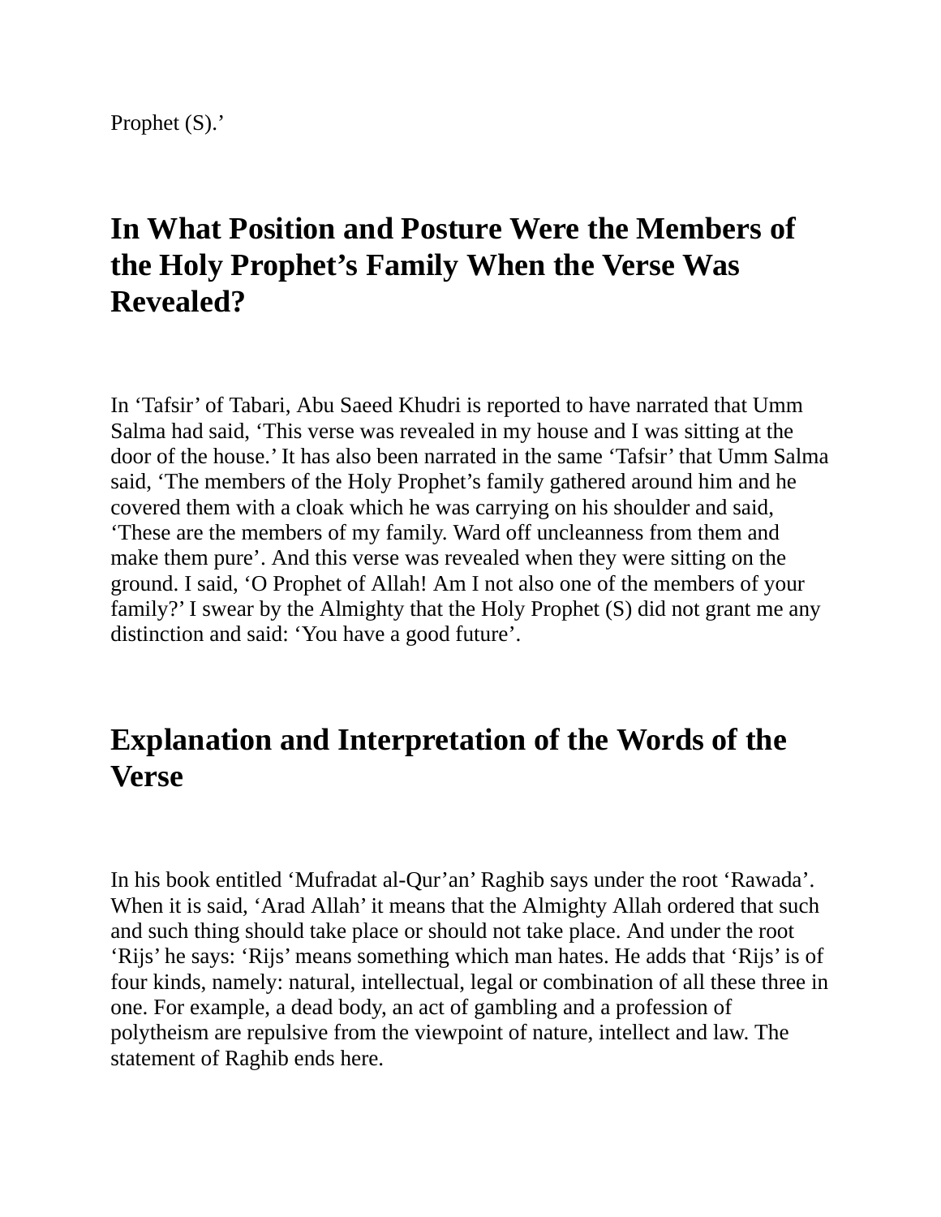Prophet (S).'

## In What Position and Posture Were the Members of the Holy Prophet's Family When the Verse Was Revealed?

In 'Tafsir' of Tabari, Abu Saeed Khudri is reported to have narrated that Umm Salma had said, 'This verse was revealed in my house and I was sitting at the door of the house.' It has also been narrated in the same 'Tafsir' that Umm Salma said, 'The members of the Holy Prophet's family gathered around him and he covered them with a cloak which he was carrying on his shoulder and said, 'These are the members of my family. Ward off uncleanness from them and make them pure'. And this verse was revealed when they were sitting on the ground. I said, 'O Prophet of Allah! Am I not also one of the members of your family?' I swear by the Almighty that the Holy Prophet (S) did not grant me any distinction and said: 'You have a good future'.

## Explanation and Interpretation of the Words of the Verse

In his book entitled 'Mufradat al-Qur'an' Raghib says under the root 'Rawada'. When it is said, 'Arad Allah' it means that the Almighty Allah ordered that such and such thing should take place or should not take place. And under the root 'Rijs' he says: 'Rijs' means something which man hates. He adds that 'Rijs' is of four kinds, namely: natural, intellectual, legal or combination of all these three in one. For example, a dead body, an act of gambling and a profession of polytheism are repulsive from the viewpoint of nature, intellect and law. The statement of Raghib ends here.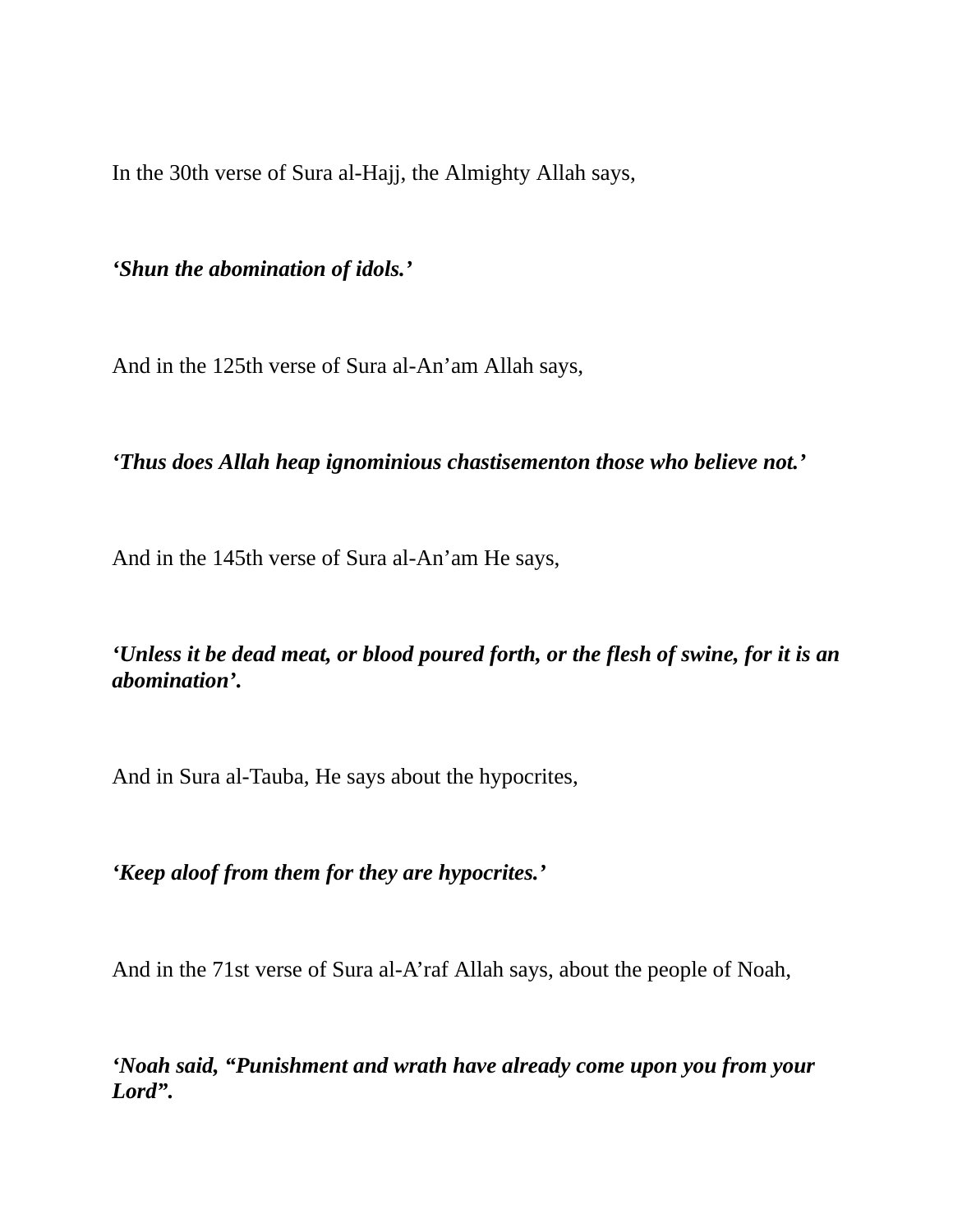In the 30th verse of Sura al-Hajj, the Almighty Allah says,

***‘Shun the abomination of idols.’***

And in the 125th verse of Sura al-An’am Allah says,

***‘Thus does Allah heap ignominious chastisementon those who believe not.’***

And in the 145th verse of Sura al-An’am He says,

***‘Unless it be dead meat, or blood poured forth, or the flesh of swine, for it is an abomination’.***

And in Sura al-Tauba, He says about the hypocrites,

***‘Keep aloof from them for they are hypocrites.’***

And in the 71st verse of Sura al-A’raf Allah says, about the people of Noah,

***‘Noah said, “Punishment and wrath have already come upon you from your Lord”.***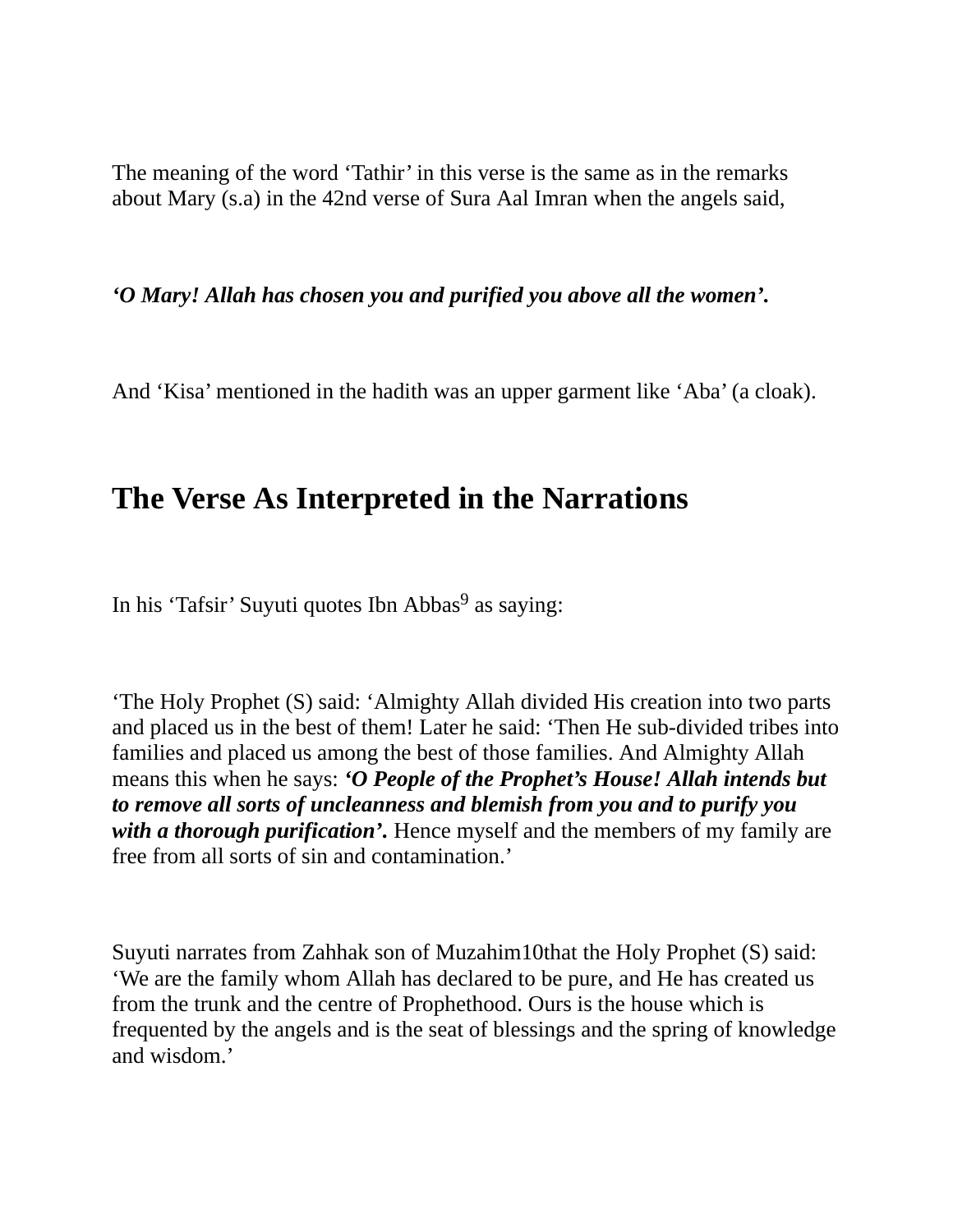The meaning of the word ‘Tathir’ in this verse is the same as in the remarks about Mary (s.a) in the 42nd verse of Sura Aal Imran when the angels said,

***‘O Mary! Allah has chosen you and purified you above all the women’.***

And ‘Kisa’ mentioned in the hadith was an upper garment like ‘Aba’ (a cloak).

## The Verse As Interpreted in the Narrations

In his ‘Tafsir’ Suyuti quotes Ibn Abbas[9] as saying:

‘The Holy Prophet (S) said: ‘Almighty Allah divided His creation into two parts and placed us in the best of them! Later he said: ‘Then He sub-divided tribes into families and placed us among the best of those families. And Almighty Allah means this when he says: ***‘O People of the Prophet’s House! Allah intends but to remove all sorts of uncleanness and blemish from you and to purify you with a thorough purification’.*** Hence myself and the members of my family are free from all sorts of sin and contamination.’

Suyuti narrates from Zahhak son of Muzahim10that the Holy Prophet (S) said: ‘We are the family whom Allah has declared to be pure, and He has created us from the trunk and the centre of Prophethood. Ours is the house which is frequented by the angels and is the seat of blessings and the spring of knowledge and wisdom.’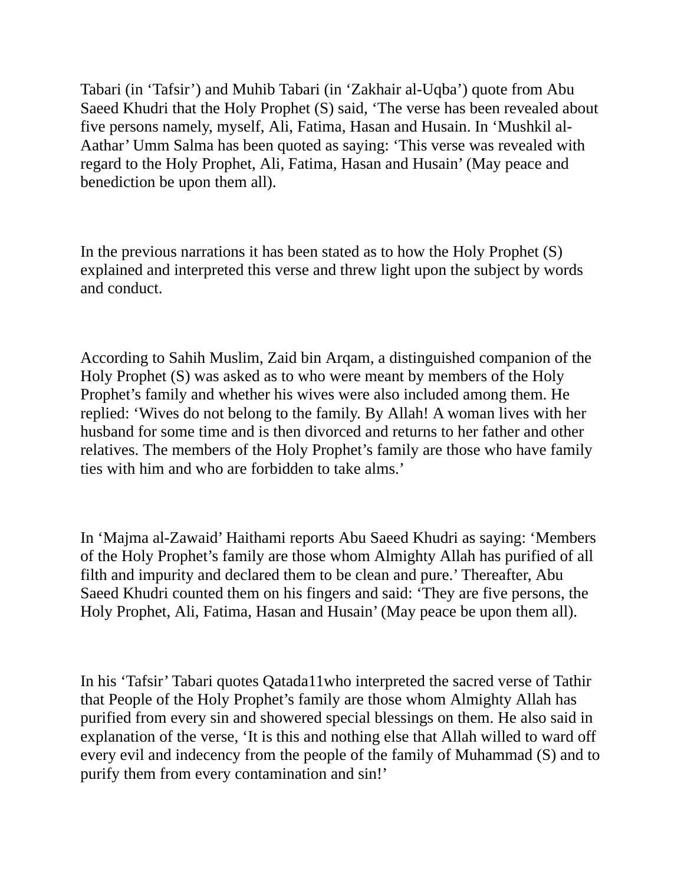Tabari (in ‘Tafsir’) and Muhib Tabari (in ‘Zakhair al-Uqba’) quote from Abu Saeed Khudri that the Holy Prophet (S) said, ‘The verse has been revealed about five persons namely, myself, Ali, Fatima, Hasan and Husain. In ‘Mushkil al-Aathar’ Umm Salma has been quoted as saying: ‘This verse was revealed with regard to the Holy Prophet, Ali, Fatima, Hasan and Husain’ (May peace and benediction be upon them all).

In the previous narrations it has been stated as to how the Holy Prophet (S) explained and interpreted this verse and threw light upon the subject by words and conduct.

According to Sahih Muslim, Zaid bin Arqam, a distinguished companion of the Holy Prophet (S) was asked as to who were meant by members of the Holy Prophet’s family and whether his wives were also included among them. He replied: ‘Wives do not belong to the family. By Allah! A woman lives with her husband for some time and is then divorced and returns to her father and other relatives. The members of the Holy Prophet’s family are those who have family ties with him and who are forbidden to take alms.’

In ‘Majma al-Zawaid’ Haithami reports Abu Saeed Khudri as saying: ‘Members of the Holy Prophet’s family are those whom Almighty Allah has purified of all filth and impurity and declared them to be clean and pure.’ Thereafter, Abu Saeed Khudri counted them on his fingers and said: ‘They are five persons, the Holy Prophet, Ali, Fatima, Hasan and Husain’ (May peace be upon them all).

In his ‘Tafsir’ Tabari quotes Qatada[11] who interpreted the sacred verse of Tathir that People of the Holy Prophet’s family are those whom Almighty Allah has purified from every sin and showered special blessings on them. He also said in explanation of the verse, ‘It is this and nothing else that Allah willed to ward off every evil and indecency from the people of the family of Muhammad (S) and to purify them from every contamination and sin!’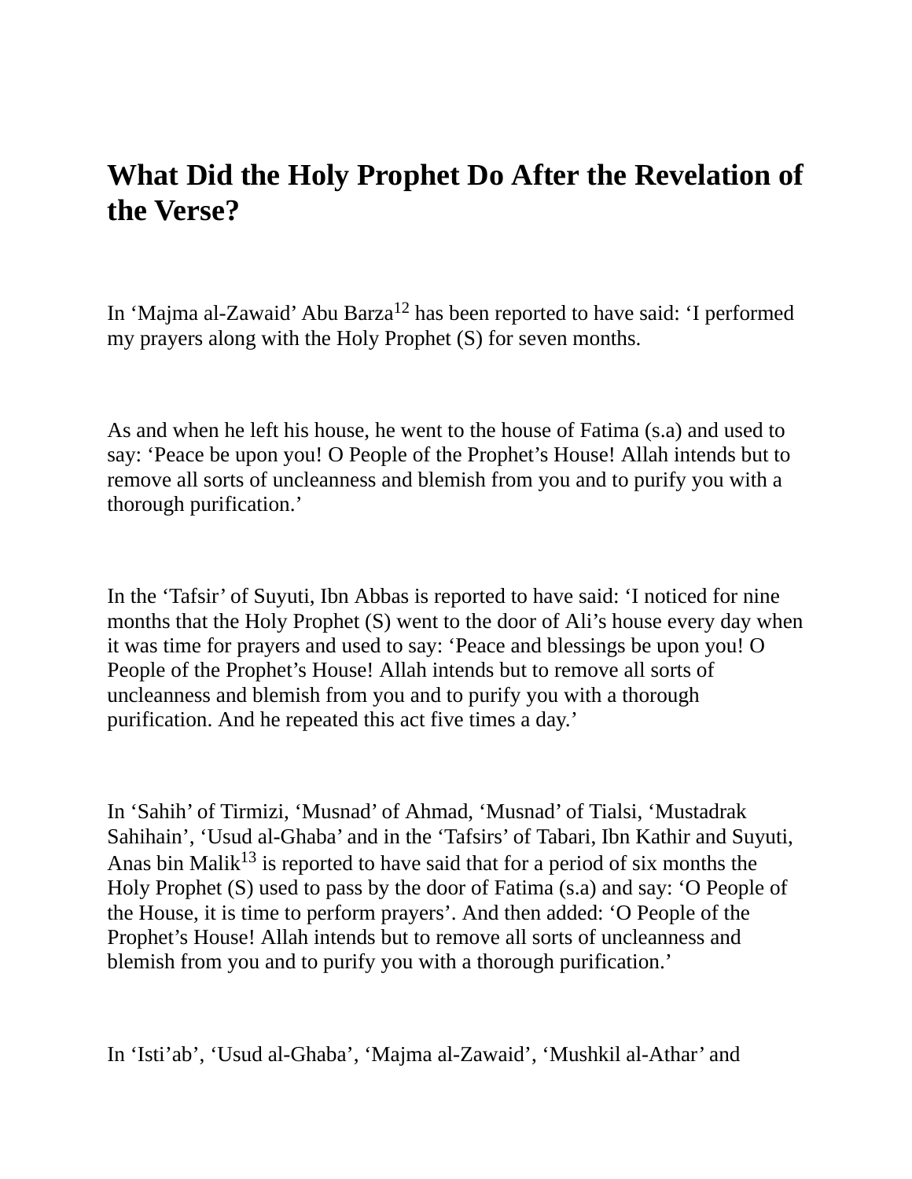## What Did the Holy Prophet Do After the Revelation of the Verse?

In ‘Majma al-Zawaid’ Abu Barza[12] has been reported to have said: ‘I performed my prayers along with the Holy Prophet (S) for seven months.

As and when he left his house, he went to the house of Fatima (s.a) and used to say: ‘Peace be upon you! O People of the Prophet’s House! Allah intends but to remove all sorts of uncleanness and blemish from you and to purify you with a thorough purification.’

In the ‘Tafsir’ of Suyuti, Ibn Abbas is reported to have said: ‘I noticed for nine months that the Holy Prophet (S) went to the door of Ali’s house every day when it was time for prayers and used to say: ‘Peace and blessings be upon you! O People of the Prophet’s House! Allah intends but to remove all sorts of uncleanness and blemish from you and to purify you with a thorough purification. And he repeated this act five times a day.’

In ‘Sahih’ of Tirmizi, ‘Musnad’ of Ahmad, ‘Musnad’ of Tialsi, ‘Mustadrak Sahihain’, ‘Usud al-Ghaba’ and in the ‘Tafsirs’ of Tabari, Ibn Kathir and Suyuti, Anas bin Malik[13] is reported to have said that for a period of six months the Holy Prophet (S) used to pass by the door of Fatima (s.a) and say: ‘O People of the House, it is time to perform prayers’. And then added: ‘O People of the Prophet’s House! Allah intends but to remove all sorts of uncleanness and blemish from you and to purify you with a thorough purification.’

In ‘Isti’ab’, ‘Usud al-Ghaba’, ‘Majma al-Zawaid’, ‘Mushkil al-Athar’ and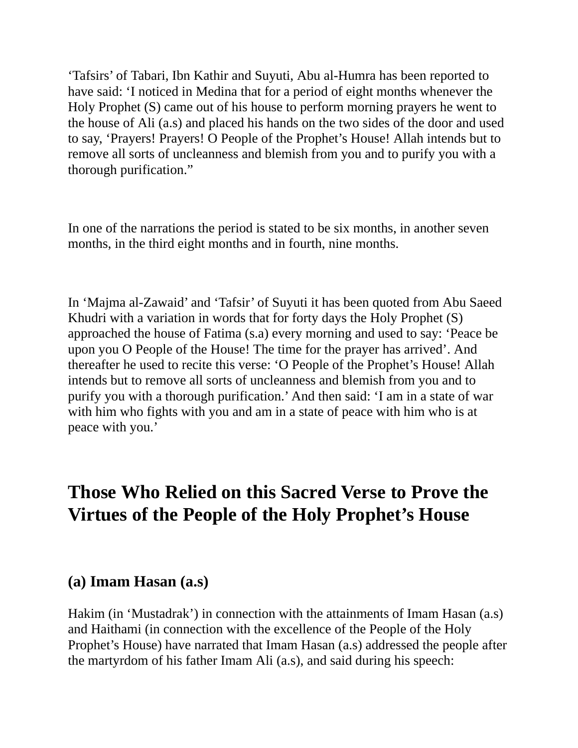‘Tafsirs’ of Tabari, Ibn Kathir and Suyuti, Abu al-Humra has been reported to have said: ‘I noticed in Medina that for a period of eight months whenever the Holy Prophet (S) came out of his house to perform morning prayers he went to the house of Ali (a.s) and placed his hands on the two sides of the door and used to say, ‘Prayers! Prayers! O People of the Prophet’s House! Allah intends but to remove all sorts of uncleanness and blemish from you and to purify you with a thorough purification.”

In one of the narrations the period is stated to be six months, in another seven months, in the third eight months and in fourth, nine months.

In ‘Majma al-Zawaid’ and ‘Tafsir’ of Suyuti it has been quoted from Abu Saeed Khudri with a variation in words that for forty days the Holy Prophet (S) approached the house of Fatima (s.a) every morning and used to say: ‘Peace be upon you O People of the House! The time for the prayer has arrived’. And thereafter he used to recite this verse: ‘O People of the Prophet’s House! Allah intends but to remove all sorts of uncleanness and blemish from you and to purify you with a thorough purification.’ And then said: ‘I am in a state of war with him who fights with you and am in a state of peace with him who is at peace with you.’

## Those Who Relied on this Sacred Verse to Prove the Virtues of the People of the Holy Prophet’s House

### (a) Imam Hasan (a.s)

Hakim (in ‘Mustadrak’) in connection with the attainments of Imam Hasan (a.s) and Haithami (in connection with the excellence of the People of the Holy Prophet’s House) have narrated that Imam Hasan (a.s) addressed the people after the martyrdom of his father Imam Ali (a.s), and said during his speech: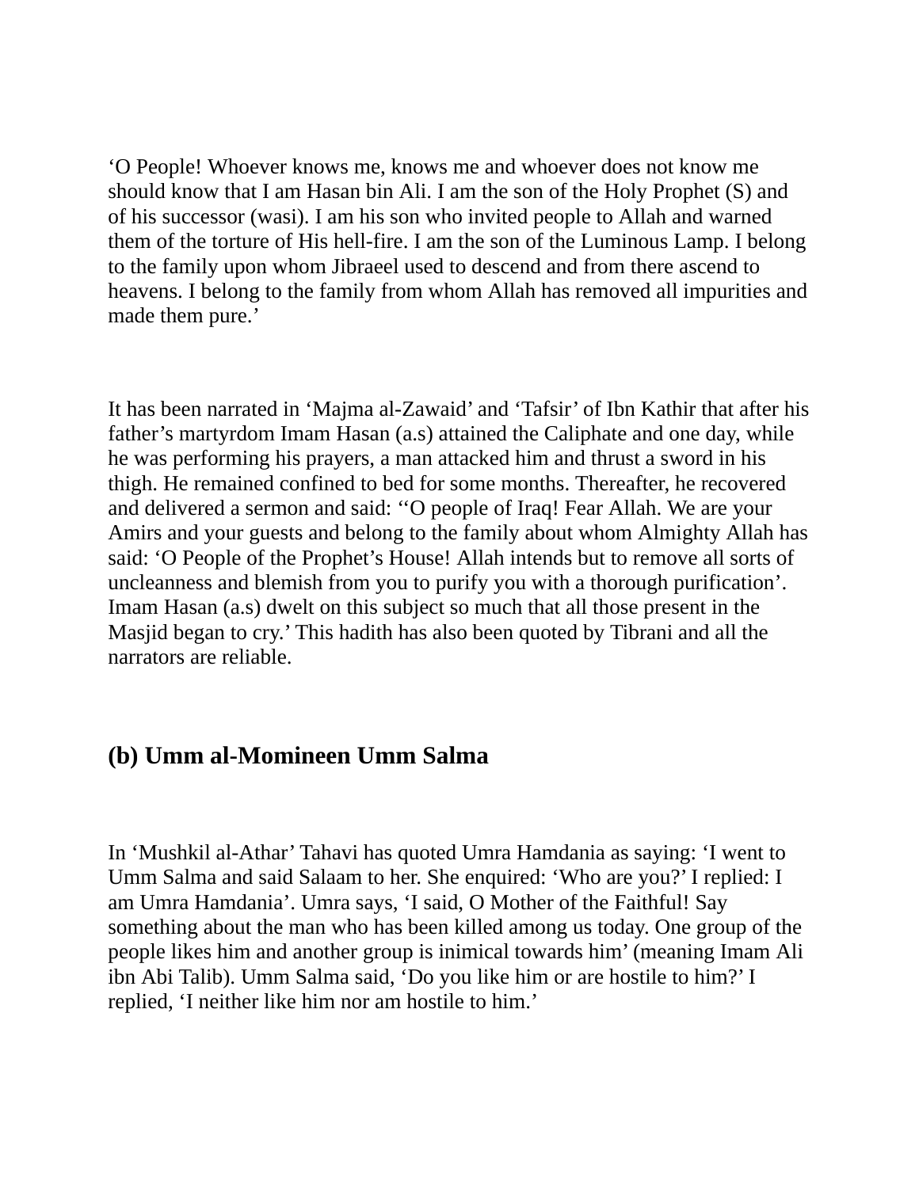‘O People! Whoever knows me, knows me and whoever does not know me should know that I am Hasan bin Ali. I am the son of the Holy Prophet (S) and of his successor (wasi). I am his son who invited people to Allah and warned them of the torture of His hell-fire. I am the son of the Luminous Lamp. I belong to the family upon whom Jibraeel used to descend and from there ascend to heavens. I belong to the family from whom Allah has removed all impurities and made them pure.’

It has been narrated in ‘Majma al-Zawaid’ and ‘Tafsir’ of Ibn Kathir that after his father’s martyrdom Imam Hasan (a.s) attained the Caliphate and one day, while he was performing his prayers, a man attacked him and thrust a sword in his thigh. He remained confined to bed for some months. Thereafter, he recovered and delivered a sermon and said: ‘‘O people of Iraq! Fear Allah. We are your Amirs and your guests and belong to the family about whom Almighty Allah has said: ‘O People of the Prophet’s House! Allah intends but to remove all sorts of uncleanness and blemish from you to purify you with a thorough purification’. Imam Hasan (a.s) dwelt on this subject so much that all those present in the Masjid began to cry.’ This hadith has also been quoted by Tibrani and all the narrators are reliable.

### (b) Umm al-Momineen Umm Salma

In ‘Mushkil al-Athar’ Tahavi has quoted Umra Hamdania as saying: ‘I went to Umm Salma and said Salaam to her. She enquired: ‘Who are you?’ I replied: I am Umra Hamdania’. Umra says, ‘I said, O Mother of the Faithful! Say something about the man who has been killed among us today. One group of the people likes him and another group is inimical towards him’ (meaning Imam Ali ibn Abi Talib). Umm Salma said, ‘Do you like him or are hostile to him?’ I replied, ‘I neither like him nor am hostile to him.’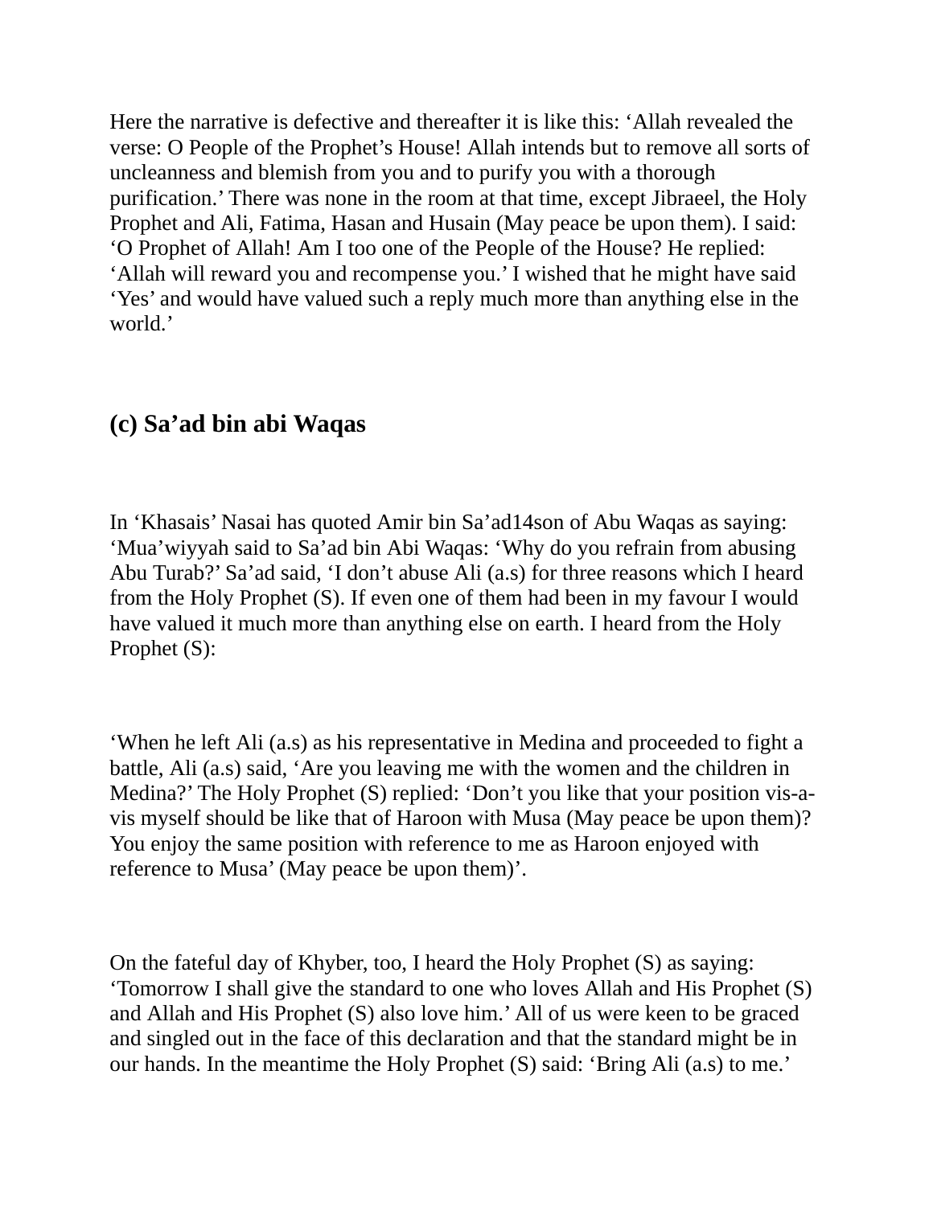Here the narrative is defective and thereafter it is like this: ‘Allah revealed the verse: O People of the Prophet’s House! Allah intends but to remove all sorts of uncleanness and blemish from you and to purify you with a thorough purification.’ There was none in the room at that time, except Jibraeel, the Holy Prophet and Ali, Fatima, Hasan and Husain (May peace be upon them). I said: ‘O Prophet of Allah! Am I too one of the People of the House? He replied: ‘Allah will reward you and recompense you.’ I wished that he might have said ‘Yes’ and would have valued such a reply much more than anything else in the world.’

## (c) Sa’ad bin abi Waqas

In ‘Khasais’ Nasai has quoted Amir bin Sa’ad[14] son of Abu Waqas as saying: ‘Mua’wiyyah said to Sa’ad bin Abi Waqas: ‘Why do you refrain from abusing Abu Turab?’ Sa’ad said, ‘I don’t abuse Ali (a.s) for three reasons which I heard from the Holy Prophet (S). If even one of them had been in my favour I would have valued it much more than anything else on earth. I heard from the Holy Prophet (S):

‘When he left Ali (a.s) as his representative in Medina and proceeded to fight a battle, Ali (a.s) said, ‘Are you leaving me with the women and the children in Medina?’ The Holy Prophet (S) replied: ‘Don’t you like that your position vis-a-vis myself should be like that of Haroon with Musa (May peace be upon them)? You enjoy the same position with reference to me as Haroon enjoyed with reference to Musa’ (May peace be upon them)’.

On the fateful day of Khyber, too, I heard the Holy Prophet (S) as saying: ‘Tomorrow I shall give the standard to one who loves Allah and His Prophet (S) and Allah and His Prophet (S) also love him.’ All of us were keen to be graced and singled out in the face of this declaration and that the standard might be in our hands. In the meantime the Holy Prophet (S) said: ‘Bring Ali (a.s) to me.’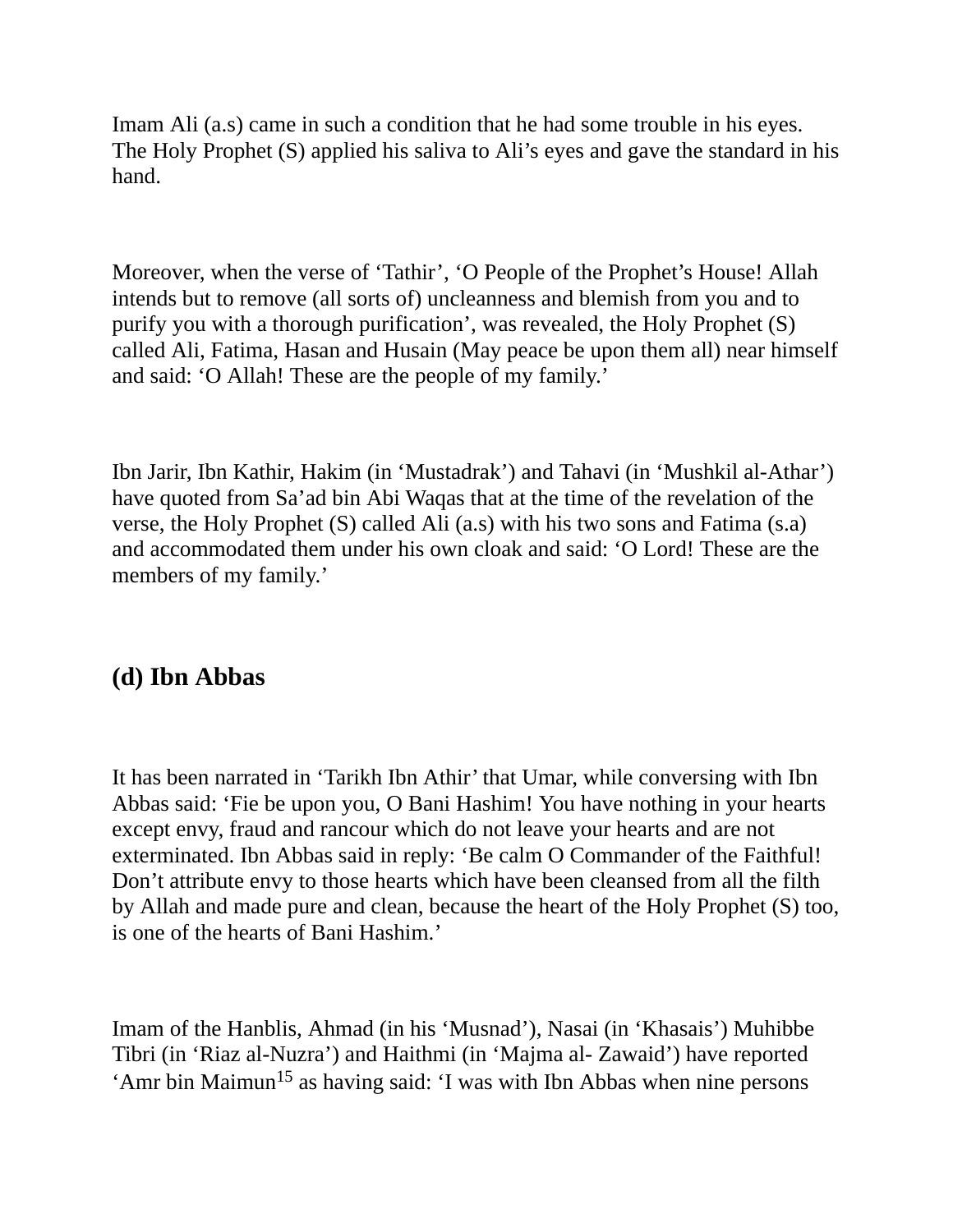Imam Ali (a.s) came in such a condition that he had some trouble in his eyes. The Holy Prophet (S) applied his saliva to Ali’s eyes and gave the standard in his hand.

Moreover, when the verse of ‘Tathir’, ‘O People of the Prophet’s House! Allah intends but to remove (all sorts of) uncleanness and blemish from you and to purify you with a thorough purification’, was revealed, the Holy Prophet (S) called Ali, Fatima, Hasan and Husain (May peace be upon them all) near himself and said: ‘O Allah! These are the people of my family.’

Ibn Jarir, Ibn Kathir, Hakim (in ‘Mustadrak’) and Tahavi (in ‘Mushkil al-Athar’) have quoted from Sa’ad bin Abi Waqas that at the time of the revelation of the verse, the Holy Prophet (S) called Ali (a.s) with his two sons and Fatima (s.a) and accommodated them under his own cloak and said: ‘O Lord! These are the members of my family.’

### (d) Ibn Abbas

It has been narrated in ‘Tarikh Ibn Athir’ that Umar, while conversing with Ibn Abbas said: ‘Fie be upon you, O Bani Hashim! You have nothing in your hearts except envy, fraud and rancour which do not leave your hearts and are not exterminated. Ibn Abbas said in reply: ‘Be calm O Commander of the Faithful! Don’t attribute envy to those hearts which have been cleansed from all the filth by Allah and made pure and clean, because the heart of the Holy Prophet (S) too, is one of the hearts of Bani Hashim.’

Imam of the Hanblis, Ahmad (in his ‘Musnad’), Nasai (in ‘Khasais’) Muhibbe Tibri (in ‘Riaz al-Nuzra’) and Haithmi (in ‘Majma al- Zawaid’) have reported ‘Amr bin Maimun[15] as having said: ‘I was with Ibn Abbas when nine persons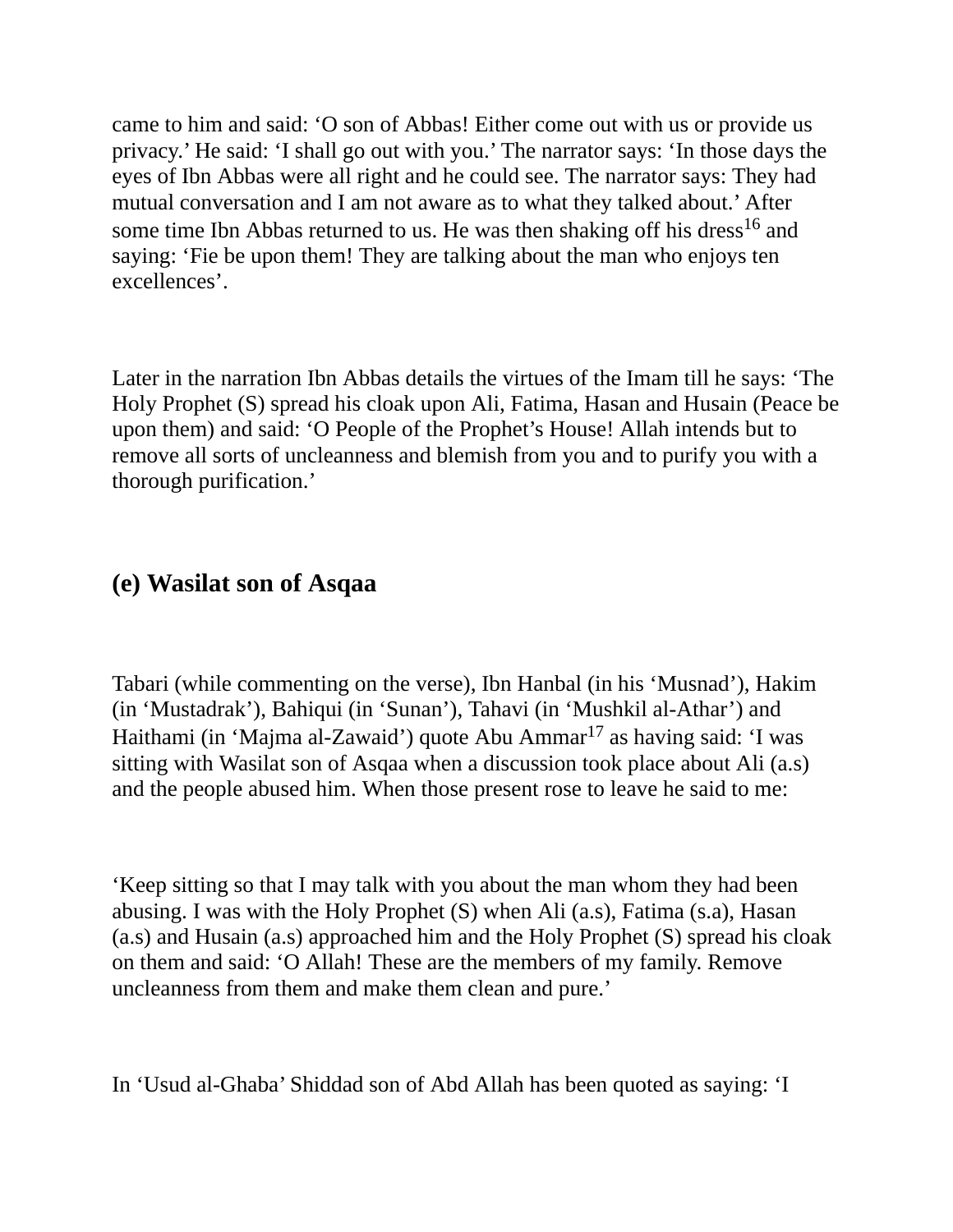came to him and said: ‘O son of Abbas! Either come out with us or provide us privacy.’ He said: ‘I shall go out with you.’ The narrator says: ‘In those days the eyes of Ibn Abbas were all right and he could see. The narrator says: They had mutual conversation and I am not aware as to what they talked about.’ After some time Ibn Abbas returned to us. He was then shaking off his dress[16] and saying: ‘Fie be upon them! They are talking about the man who enjoys ten excellences’.

Later in the narration Ibn Abbas details the virtues of the Imam till he says: ‘The Holy Prophet (S) spread his cloak upon Ali, Fatima, Hasan and Husain (Peace be upon them) and said: ‘O People of the Prophet’s House! Allah intends but to remove all sorts of uncleanness and blemish from you and to purify you with a thorough purification.’

## (e) Wasilat son of Asqaa

Tabari (while commenting on the verse), Ibn Hanbal (in his ‘Musnad’), Hakim (in ‘Mustadrak’), Bahiqui (in ‘Sunan’), Tahavi (in ‘Mushkil al-Athar’) and Haithami (in ‘Majma al-Zawaid’) quote Abu Ammar[17] as having said: ‘I was sitting with Wasilat son of Asqaa when a discussion took place about Ali (a.s) and the people abused him. When those present rose to leave he said to me:

‘Keep sitting so that I may talk with you about the man whom they had been abusing. I was with the Holy Prophet (S) when Ali (a.s), Fatima (s.a), Hasan (a.s) and Husain (a.s) approached him and the Holy Prophet (S) spread his cloak on them and said: ‘O Allah! These are the members of my family. Remove uncleanness from them and make them clean and pure.’

In ‘Usud al-Ghaba’ Shiddad son of Abd Allah has been quoted as saying: ‘I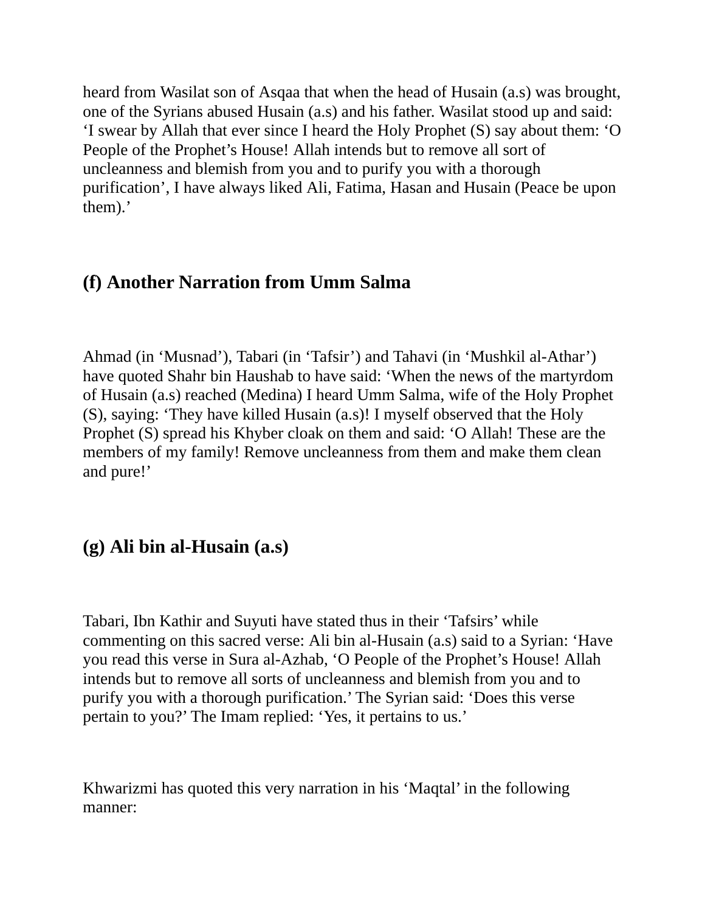heard from Wasilat son of Asqaa that when the head of Husain (a.s) was brought, one of the Syrians abused Husain (a.s) and his father. Wasilat stood up and said: ‘I swear by Allah that ever since I heard the Holy Prophet (S) say about them: ‘O People of the Prophet’s House! Allah intends but to remove all sort of uncleanness and blemish from you and to purify you with a thorough purification’, I have always liked Ali, Fatima, Hasan and Husain (Peace be upon them).’

### (f) Another Narration from Umm Salma

Ahmad (in ‘Musnad’), Tabari (in ‘Tafsir’) and Tahavi (in ‘Mushkil al-Athar’) have quoted Shahr bin Haushab to have said: ‘When the news of the martyrdom of Husain (a.s) reached (Medina) I heard Umm Salma, wife of the Holy Prophet (S), saying: ‘They have killed Husain (a.s)! I myself observed that the Holy Prophet (S) spread his Khyber cloak on them and said: ‘O Allah! These are the members of my family! Remove uncleanness from them and make them clean and pure!’

### (g) Ali bin al-Husain (a.s)

Tabari, Ibn Kathir and Suyuti have stated thus in their ‘Tafsirs’ while commenting on this sacred verse: Ali bin al-Husain (a.s) said to a Syrian: ‘Have you read this verse in Sura al-Azhab, ‘O People of the Prophet’s House! Allah intends but to remove all sorts of uncleanness and blemish from you and to purify you with a thorough purification.’ The Syrian said: ‘Does this verse pertain to you?’ The Imam replied: ‘Yes, it pertains to us.’

Khwarizmi has quoted this very narration in his ‘Maqtal’ in the following manner: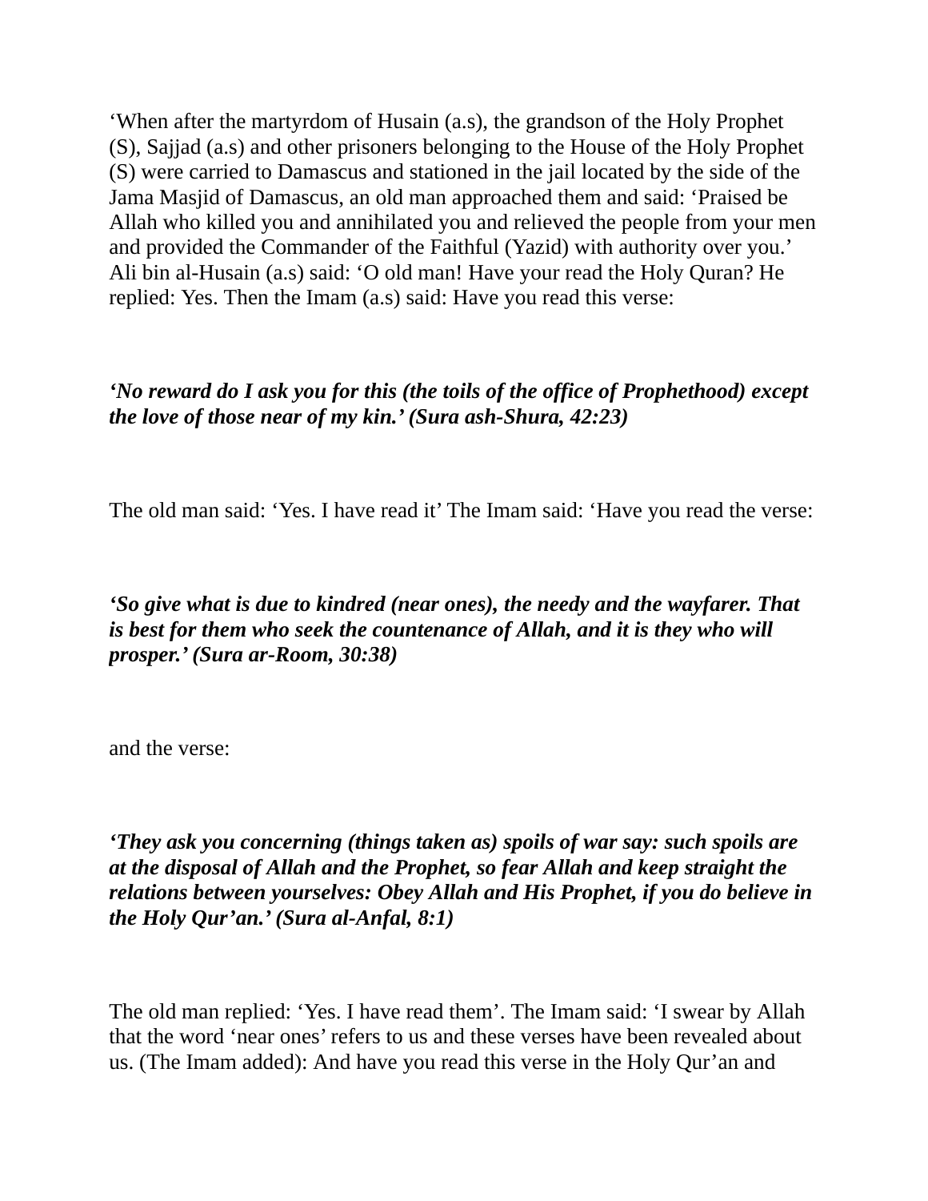‘When after the martyrdom of Husain (a.s), the grandson of the Holy Prophet (S), Sajjad (a.s) and other prisoners belonging to the House of the Holy Prophet (S) were carried to Damascus and stationed in the jail located by the side of the Jama Masjid of Damascus, an old man approached them and said: ‘Praised be Allah who killed you and annihilated you and relieved the people from your men and provided the Commander of the Faithful (Yazid) with authority over you.’ Ali bin al-Husain (a.s) said: ‘O old man! Have your read the Holy Quran? He replied: Yes. Then the Imam (a.s) said: Have you read this verse:

***‘No reward do I ask you for this (the toils of the office of Prophethood) except the love of those near of my kin.’ (Sura ash-Shura, 42:23)***

The old man said: ‘Yes. I have read it’ The Imam said: ‘Have you read the verse:

***‘So give what is due to kindred (near ones), the needy and the wayfarer. That is best for them who seek the countenance of Allah, and it is they who will prosper.’ (Sura ar-Room, 30:38)***

and the verse:

***‘They ask you concerning (things taken as) spoils of war say: such spoils are at the disposal of Allah and the Prophet, so fear Allah and keep straight the relations between yourselves: Obey Allah and His Prophet, if you do believe in the Holy Qur’an.’ (Sura al-Anfal, 8:1)***

The old man replied: ‘Yes. I have read them’. The Imam said: ‘I swear by Allah that the word ‘near ones’ refers to us and these verses have been revealed about us. (The Imam added): And have you read this verse in the Holy Qur’an and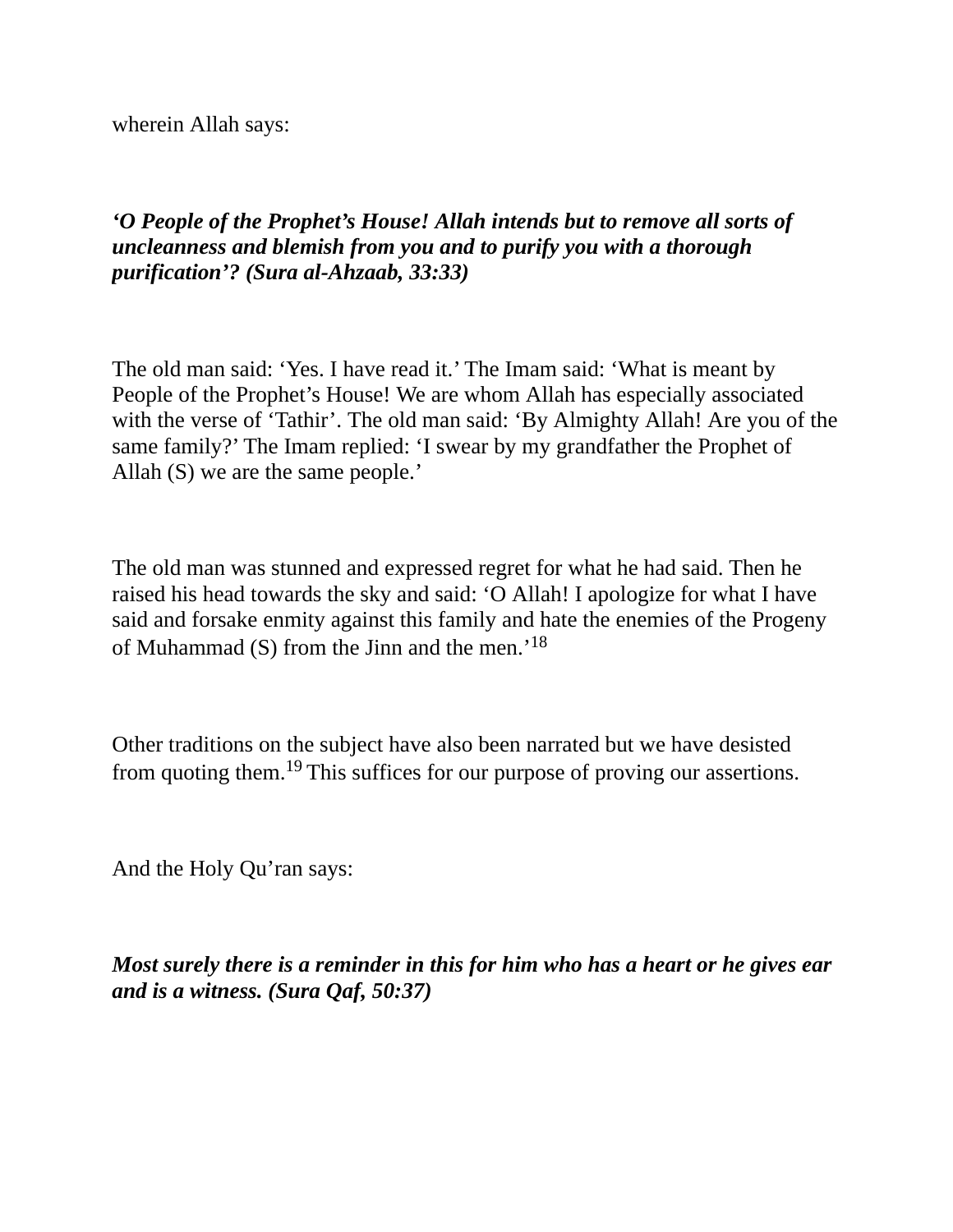wherein Allah says:

***'O People of the Prophet's House! Allah intends but to remove all sorts of uncleanness and blemish from you and to purify you with a thorough purification'? (Sura al-Ahzaab, 33:33)***

The old man said: 'Yes. I have read it.' The Imam said: 'What is meant by People of the Prophet's House! We are whom Allah has especially associated with the verse of 'Tathir'. The old man said: 'By Almighty Allah! Are you of the same family?' The Imam replied: 'I swear by my grandfather the Prophet of Allah (S) we are the same people.'

The old man was stunned and expressed regret for what he had said. Then he raised his head towards the sky and said: 'O Allah! I apologize for what I have said and forsake enmity against this family and hate the enemies of the Progeny of Muhammad (S) from the Jinn and the men.'[18]

Other traditions on the subject have also been narrated but we have desisted from quoting them.[19] This suffices for our purpose of proving our assertions.

And the Holy Qu'ran says:

***Most surely there is a reminder in this for him who has a heart or he gives ear and is a witness. (Sura Qaf, 50:37)***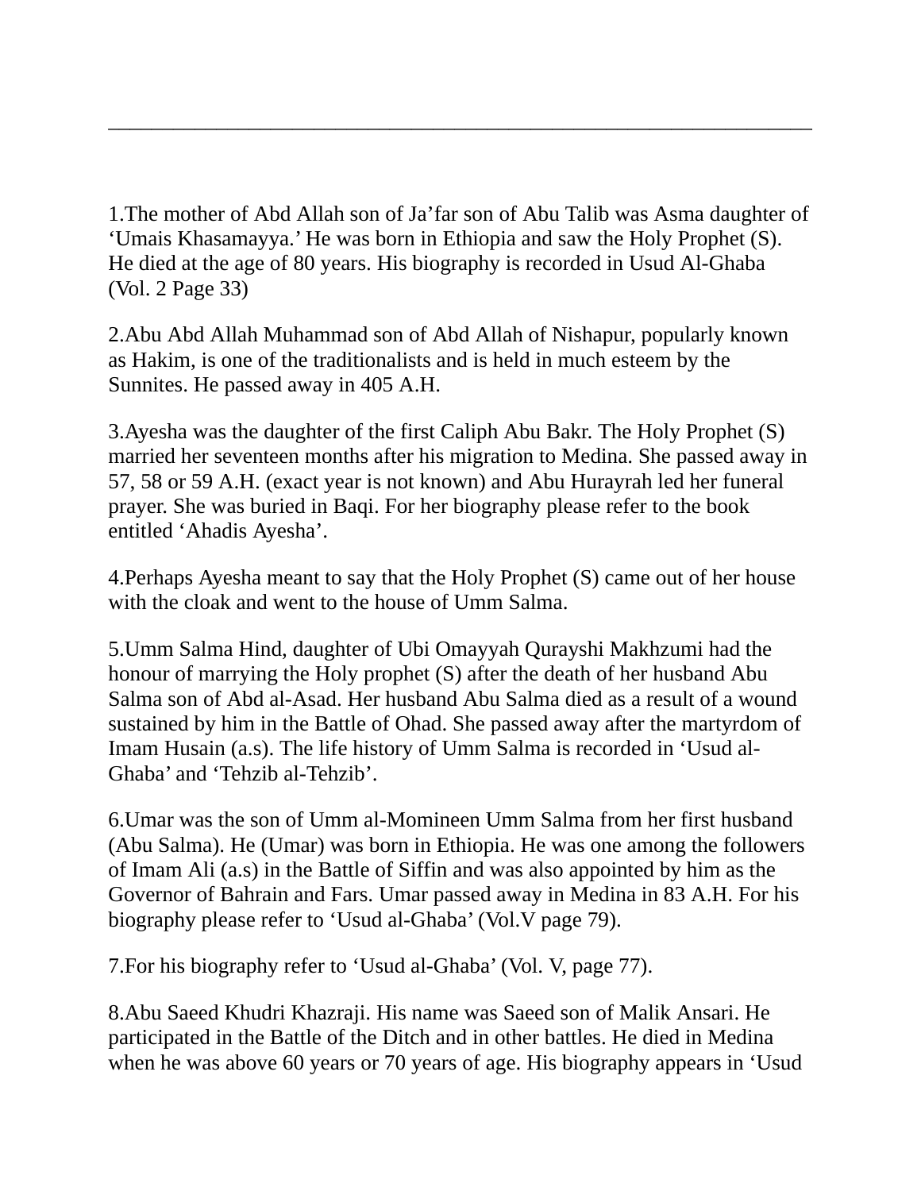______________________________________________________________

1.The mother of Abd Allah son of Ja’far son of Abu Talib was Asma daughter of ‘Umais Khasamayya.’ He was born in Ethiopia and saw the Holy Prophet (S). He died at the age of 80 years. His biography is recorded in Usud Al-Ghaba (Vol. 2 Page 33)

2.Abu Abd Allah Muhammad son of Abd Allah of Nishapur, popularly known as Hakim, is one of the traditionalists and is held in much esteem by the Sunnites. He passed away in 405 A.H.

3.Ayesha was the daughter of the first Caliph Abu Bakr. The Holy Prophet (S) married her seventeen months after his migration to Medina. She passed away in 57, 58 or 59 A.H. (exact year is not known) and Abu Hurayrah led her funeral prayer. She was buried in Baqi. For her biography please refer to the book entitled ‘Ahadis Ayesha’.

4.Perhaps Ayesha meant to say that the Holy Prophet (S) came out of her house with the cloak and went to the house of Umm Salma.

5.Umm Salma Hind, daughter of Ubi Omayyah Qurayshi Makhzumi had the honour of marrying the Holy prophet (S) after the death of her husband Abu Salma son of Abd al-Asad. Her husband Abu Salma died as a result of a wound sustained by him in the Battle of Ohad. She passed away after the martyrdom of Imam Husain (a.s). The life history of Umm Salma is recorded in ‘Usud al-Ghaba’ and ‘Tehzib al-Tehzib’.

6.Umar was the son of Umm al-Momineen Umm Salma from her first husband (Abu Salma). He (Umar) was born in Ethiopia. He was one among the followers of Imam Ali (a.s) in the Battle of Siffin and was also appointed by him as the Governor of Bahrain and Fars. Umar passed away in Medina in 83 A.H. For his biography please refer to ‘Usud al-Ghaba’ (Vol.V page 79).

7.For his biography refer to ‘Usud al-Ghaba’ (Vol. V, page 77).

8.Abu Saeed Khudri Khazraji. His name was Saeed son of Malik Ansari. He participated in the Battle of the Ditch and in other battles. He died in Medina when he was above 60 years or 70 years of age. His biography appears in ‘Usud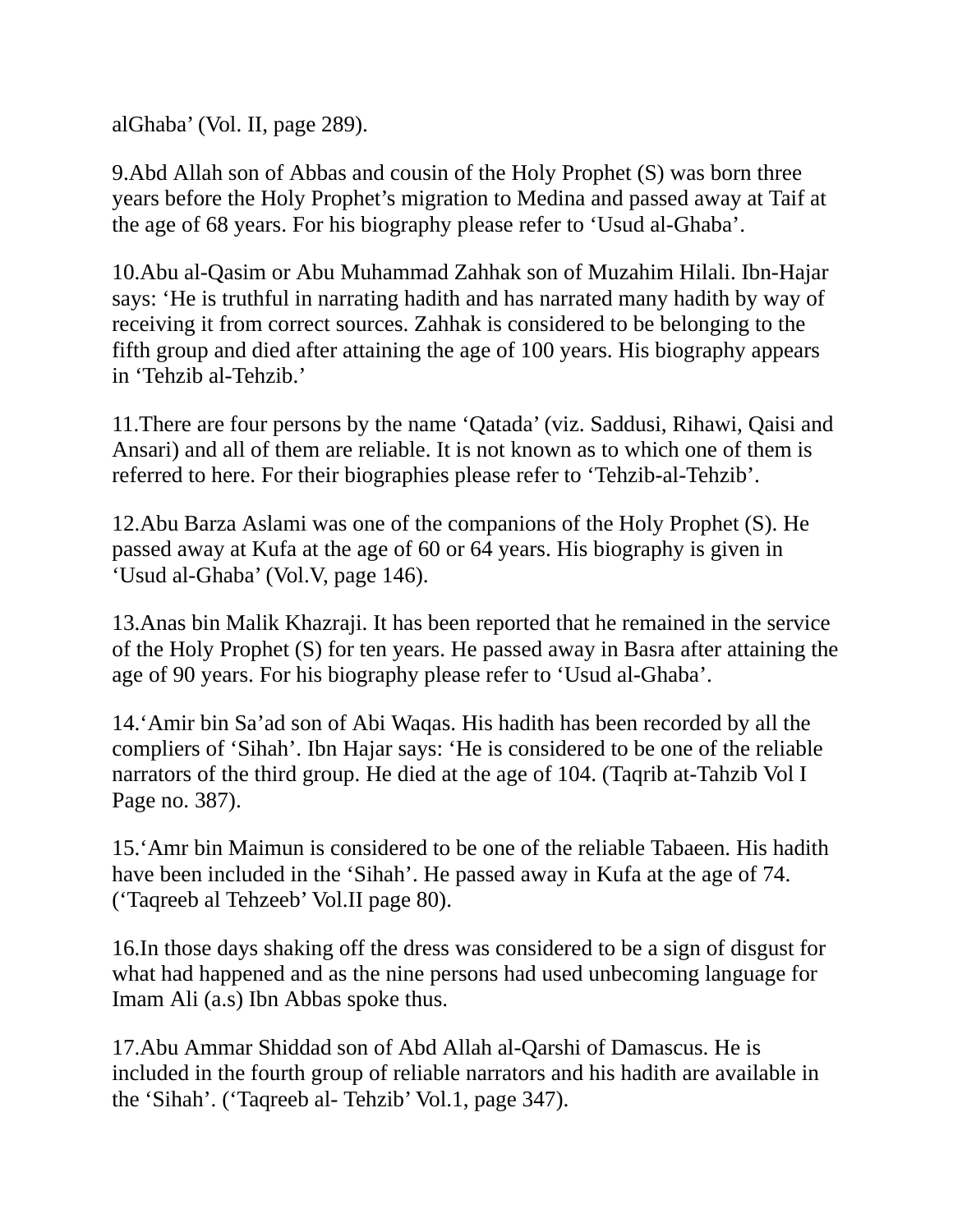alGhaba' (Vol. II, page 289).

9.Abd Allah son of Abbas and cousin of the Holy Prophet (S) was born three years before the Holy Prophet's migration to Medina and passed away at Taif at the age of 68 years. For his biography please refer to 'Usud al-Ghaba'.

10.Abu al-Qasim or Abu Muhammad Zahhak son of Muzahim Hilali. Ibn-Hajar says: 'He is truthful in narrating hadith and has narrated many hadith by way of receiving it from correct sources. Zahhak is considered to be belonging to the fifth group and died after attaining the age of 100 years. His biography appears in 'Tehzib al-Tehzib.'

11.There are four persons by the name 'Qatada' (viz. Saddusi, Rihawi, Qaisi and Ansari) and all of them are reliable. It is not known as to which one of them is referred to here. For their biographies please refer to 'Tehzib-al-Tehzib'.

12.Abu Barza Aslami was one of the companions of the Holy Prophet (S). He passed away at Kufa at the age of 60 or 64 years. His biography is given in 'Usud al-Ghaba' (Vol.V, page 146).

13.Anas bin Malik Khazraji. It has been reported that he remained in the service of the Holy Prophet (S) for ten years. He passed away in Basra after attaining the age of 90 years. For his biography please refer to 'Usud al-Ghaba'.

14.'Amir bin Sa'ad son of Abi Waqas. His hadith has been recorded by all the compliers of 'Sihah'. Ibn Hajar says: 'He is considered to be one of the reliable narrators of the third group. He died at the age of 104. (Taqrib at-Tahzib Vol I Page no. 387).

15.'Amr bin Maimun is considered to be one of the reliable Tabaeen. His hadith have been included in the 'Sihah'. He passed away in Kufa at the age of 74. ('Taqreeb al Tehzeeb' Vol.II page 80).

16.In those days shaking off the dress was considered to be a sign of disgust for what had happened and as the nine persons had used unbecoming language for Imam Ali (a.s) Ibn Abbas spoke thus.

17.Abu Ammar Shiddad son of Abd Allah al-Qarshi of Damascus. He is included in the fourth group of reliable narrators and his hadith are available in the 'Sihah'. ('Taqreeb al- Tehzib' Vol.1, page 347).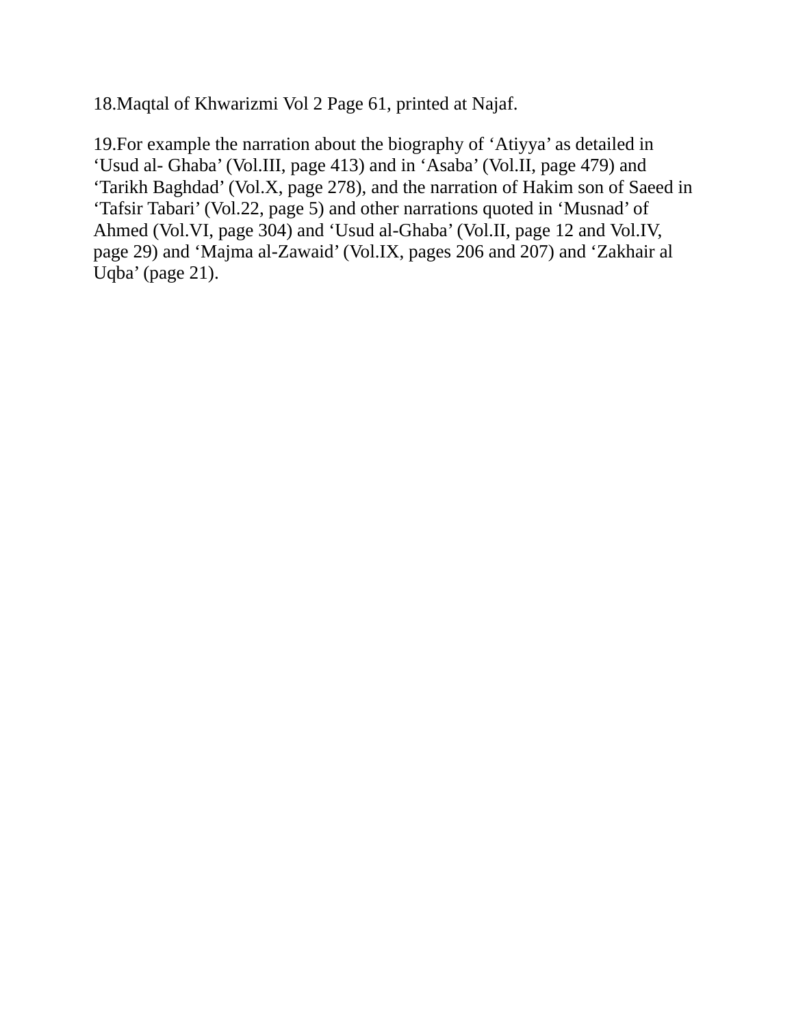18.Maqtal of Khwarizmi Vol 2 Page 61, printed at Najaf.

19.For example the narration about the biography of ‘Atiyya’ as detailed in ‘Usud al- Ghaba’ (Vol.III, page 413) and in ‘Asaba’ (Vol.II, page 479) and ‘Tarikh Baghdad’ (Vol.X, page 278), and the narration of Hakim son of Saeed in ‘Tafsir Tabari’ (Vol.22, page 5) and other narrations quoted in ‘Musnad’ of Ahmed (Vol.VI, page 304) and ‘Usud al-Ghaba’ (Vol.II, page 12 and Vol.IV, page 29) and ‘Majma al-Zawaid’ (Vol.IX, pages 206 and 207) and ‘Zakhair al Uqba’ (page 21).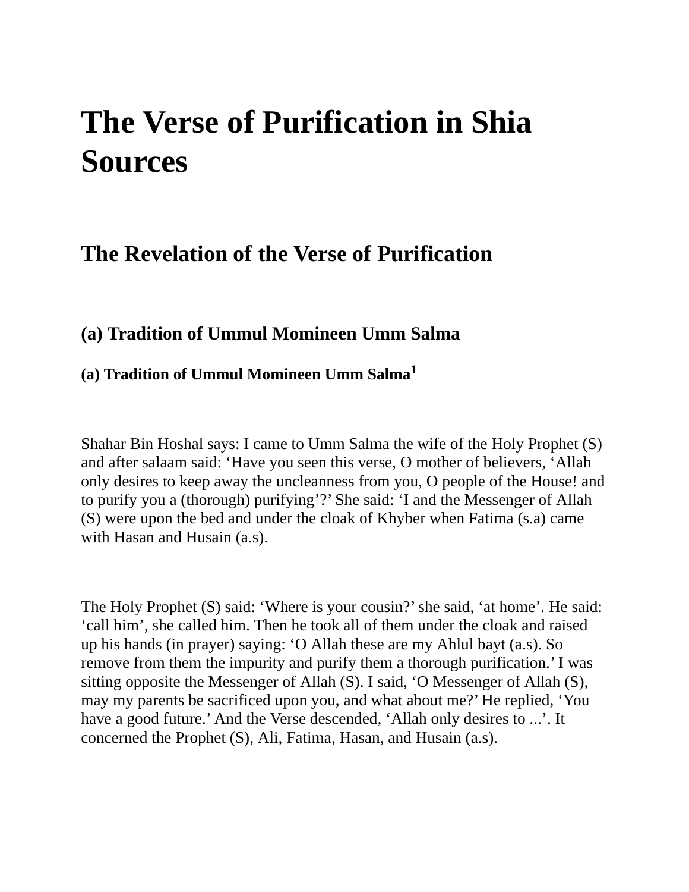# The Verse of Purification in Shia Sources

## The Revelation of the Verse of Purification

### (a) Tradition of Ummul Momineen Umm Salma

#### (a) Tradition of Ummul Momineen Umm Salma[1]

Shahar Bin Hoshal says: I came to Umm Salma the wife of the Holy Prophet (S) and after salaam said: 'Have you seen this verse, O mother of believers, 'Allah only desires to keep away the uncleanness from you, O people of the House! and to purify you a (thorough) purifying'?' She said: 'I and the Messenger of Allah (S) were upon the bed and under the cloak of Khyber when Fatima (s.a) came with Hasan and Husain (a.s).

The Holy Prophet (S) said: 'Where is your cousin?' she said, 'at home'. He said: 'call him', she called him. Then he took all of them under the cloak and raised up his hands (in prayer) saying: 'O Allah these are my Ahlul bayt (a.s). So remove from them the impurity and purify them a thorough purification.' I was sitting opposite the Messenger of Allah (S). I said, 'O Messenger of Allah (S), may my parents be sacrificed upon you, and what about me?' He replied, 'You have a good future.' And the Verse descended, 'Allah only desires to ...'. It concerned the Prophet (S), Ali, Fatima, Hasan, and Husain (a.s).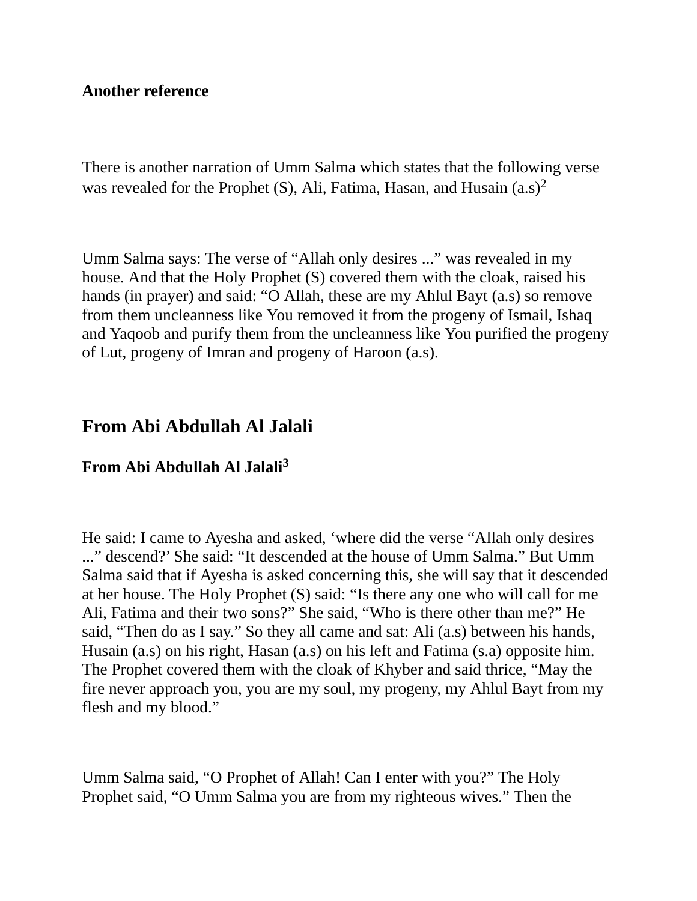**Another reference**

There is another narration of Umm Salma which states that the following verse was revealed for the Prophet (S), Ali, Fatima, Hasan, and Husain (a.s)[2]

Umm Salma says: The verse of “Allah only desires ...” was revealed in my house. And that the Holy Prophet (S) covered them with the cloak, raised his hands (in prayer) and said: “O Allah, these are my Ahlul Bayt (a.s) so remove from them uncleanness like You removed it from the progeny of Ismail, Ishaq and Yaqoob and purify them from the uncleanness like You purified the progeny of Lut, progeny of Imran and progeny of Haroon (a.s).

## From Abi Abdullah Al Jalali

### From Abi Abdullah Al Jalali[3]

He said: I came to Ayesha and asked, ‘where did the verse “Allah only desires ...” descend?’ She said: “It descended at the house of Umm Salma.” But Umm Salma said that if Ayesha is asked concerning this, she will say that it descended at her house. The Holy Prophet (S) said: “Is there any one who will call for me Ali, Fatima and their two sons?” She said, “Who is there other than me?” He said, “Then do as I say.” So they all came and sat: Ali (a.s) between his hands, Husain (a.s) on his right, Hasan (a.s) on his left and Fatima (s.a) opposite him. The Prophet covered them with the cloak of Khyber and said thrice, “May the fire never approach you, you are my soul, my progeny, my Ahlul Bayt from my flesh and my blood.”

Umm Salma said, “O Prophet of Allah! Can I enter with you?” The Holy Prophet said, “O Umm Salma you are from my righteous wives.” Then the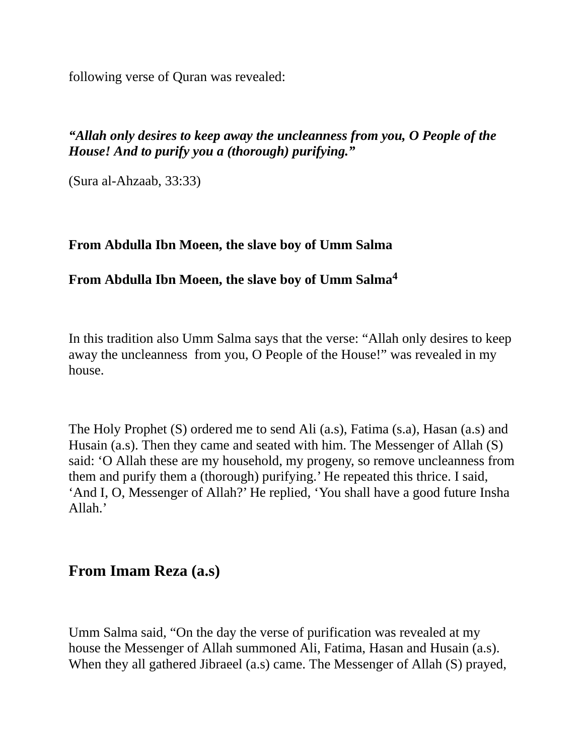following verse of Quran was revealed:

***"Allah only desires to keep away the uncleanness from you, O People of the House! And to purify you a (thorough) purifying."***

(Sura al-Ahzaab, 33:33)

**From Abdulla Ibn Moeen, the slave boy of Umm Salma**

**From Abdulla Ibn Moeen, the slave boy of Umm Salma[4]**

In this tradition also Umm Salma says that the verse: "Allah only desires to keep away the uncleanness from you, O People of the House!" was revealed in my house.

The Holy Prophet (S) ordered me to send Ali (a.s), Fatima (s.a), Hasan (a.s) and Husain (a.s). Then they came and seated with him. The Messenger of Allah (S) said: 'O Allah these are my household, my progeny, so remove uncleanness from them and purify them a (thorough) purifying.' He repeated this thrice. I said, 'And I, O, Messenger of Allah?' He replied, 'You shall have a good future Insha Allah.'

## From Imam Reza (a.s)

Umm Salma said, "On the day the verse of purification was revealed at my house the Messenger of Allah summoned Ali, Fatima, Hasan and Husain (a.s). When they all gathered Jibraeel (a.s) came. The Messenger of Allah (S) prayed,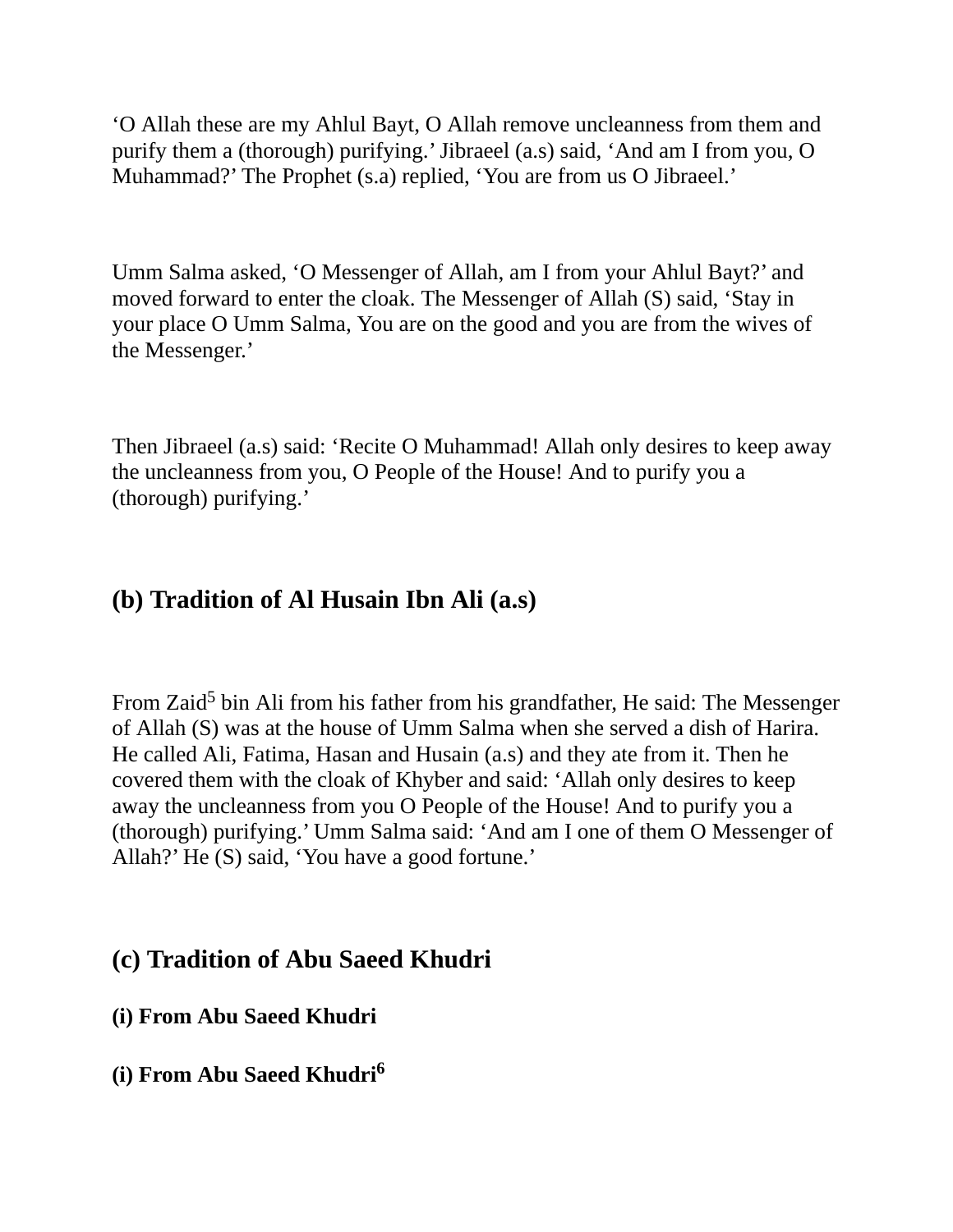‘O Allah these are my Ahlul Bayt, O Allah remove uncleanness from them and purify them a (thorough) purifying.’ Jibraeel (a.s) said, ‘And am I from you, O Muhammad?’ The Prophet (s.a) replied, ‘You are from us O Jibraeel.’

Umm Salma asked, ‘O Messenger of Allah, am I from your Ahlul Bayt?’ and moved forward to enter the cloak. The Messenger of Allah (S) said, ‘Stay in your place O Umm Salma, You are on the good and you are from the wives of the Messenger.’

Then Jibraeel (a.s) said: ‘Recite O Muhammad! Allah only desires to keep away the uncleanness from you, O People of the House! And to purify you a (thorough) purifying.’

## (b) Tradition of Al Husain Ibn Ali (a.s)

From Zaid[5] bin Ali from his father from his grandfather, He said: The Messenger of Allah (S) was at the house of Umm Salma when she served a dish of Harira. He called Ali, Fatima, Hasan and Husain (a.s) and they ate from it. Then he covered them with the cloak of Khyber and said: ‘Allah only desires to keep away the uncleanness from you O People of the House! And to purify you a (thorough) purifying.’ Umm Salma said: ‘And am I one of them O Messenger of Allah?’ He (S) said, ‘You have a good fortune.’

## (c) Tradition of Abu Saeed Khudri

### (i) From Abu Saeed Khudri

### (i) From Abu Saeed Khudri[6]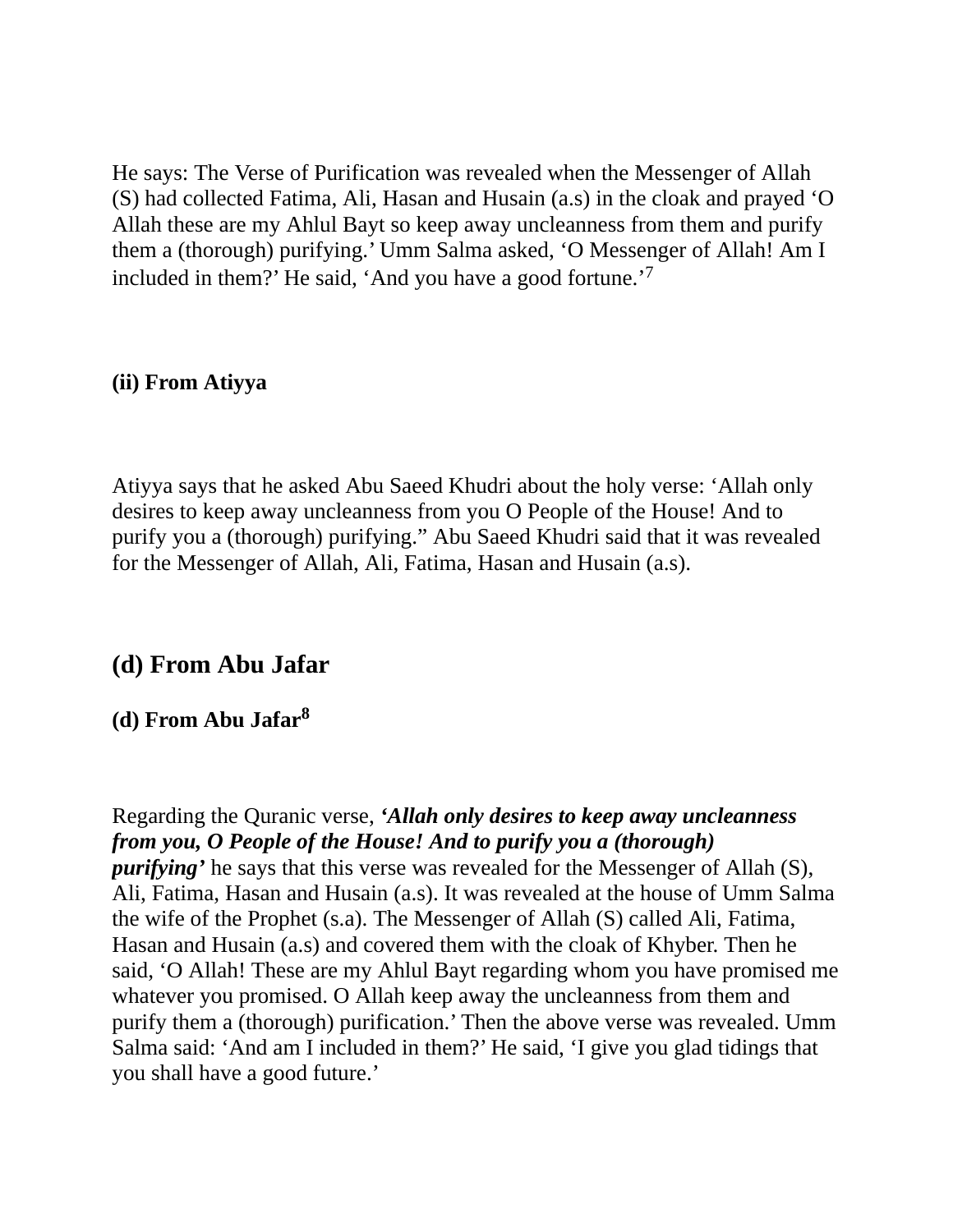He says: The Verse of Purification was revealed when the Messenger of Allah (S) had collected Fatima, Ali, Hasan and Husain (a.s) in the cloak and prayed ‘O Allah these are my Ahlul Bayt so keep away uncleanness from them and purify them a (thorough) purifying.’ Umm Salma asked, ‘O Messenger of Allah! Am I included in them?’ He said, ‘And you have a good fortune.’[7]

#### (ii) From Atiyya

Atiyya says that he asked Abu Saeed Khudri about the holy verse: ‘Allah only desires to keep away uncleanness from you O People of the House! And to purify you a (thorough) purifying.” Abu Saeed Khudri said that it was revealed for the Messenger of Allah, Ali, Fatima, Hasan and Husain (a.s).

### (d) From Abu Jafar

#### (d) From Abu Jafar[8]

Regarding the Quranic verse, ***‘Allah only desires to keep away uncleanness from you, O People of the House! And to purify you a (thorough) purifying’*** he says that this verse was revealed for the Messenger of Allah (S), Ali, Fatima, Hasan and Husain (a.s). It was revealed at the house of Umm Salma the wife of the Prophet (s.a). The Messenger of Allah (S) called Ali, Fatima, Hasan and Husain (a.s) and covered them with the cloak of Khyber. Then he said, ‘O Allah! These are my Ahlul Bayt regarding whom you have promised me whatever you promised. O Allah keep away the uncleanness from them and purify them a (thorough) purification.’ Then the above verse was revealed. Umm Salma said: ‘And am I included in them?’ He said, ‘I give you glad tidings that you shall have a good future.’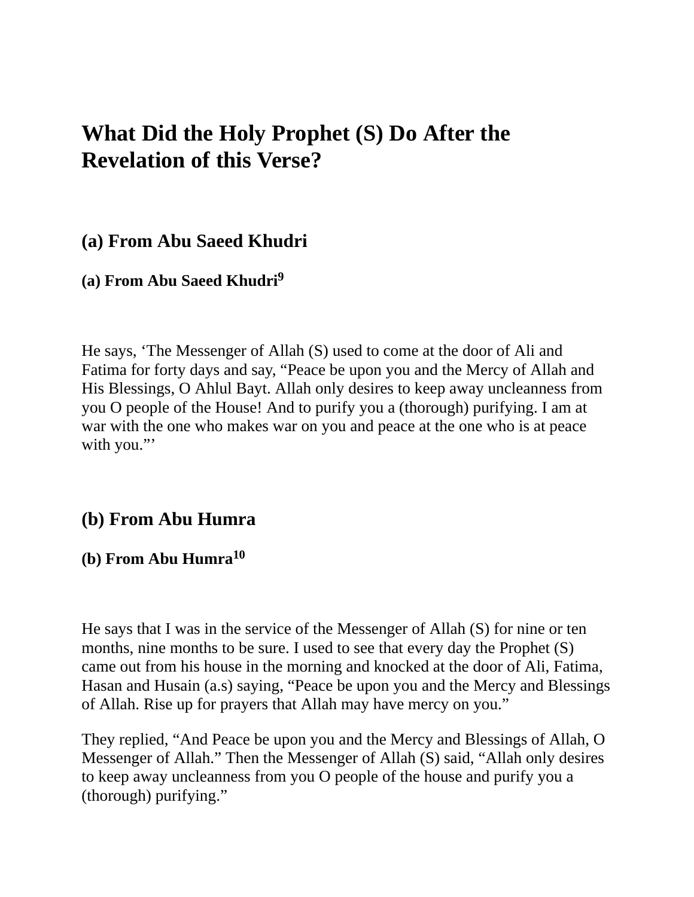# What Did the Holy Prophet (S) Do After the Revelation of this Verse?

## (a) From Abu Saeed Khudri

### (a) From Abu Saeed Khudri[9]

He says, 'The Messenger of Allah (S) used to come at the door of Ali and Fatima for forty days and say, "Peace be upon you and the Mercy of Allah and His Blessings, O Ahlul Bayt. Allah only desires to keep away uncleanness from you O people of the House! And to purify you a (thorough) purifying. I am at war with the one who makes war on you and peace at the one who is at peace with you."'

## (b) From Abu Humra

### (b) From Abu Humra[10]

He says that I was in the service of the Messenger of Allah (S) for nine or ten months, nine months to be sure. I used to see that every day the Prophet (S) came out from his house in the morning and knocked at the door of Ali, Fatima, Hasan and Husain (a.s) saying, "Peace be upon you and the Mercy and Blessings of Allah. Rise up for prayers that Allah may have mercy on you."

They replied, "And Peace be upon you and the Mercy and Blessings of Allah, O Messenger of Allah." Then the Messenger of Allah (S) said, "Allah only desires to keep away uncleanness from you O people of the house and purify you a (thorough) purifying."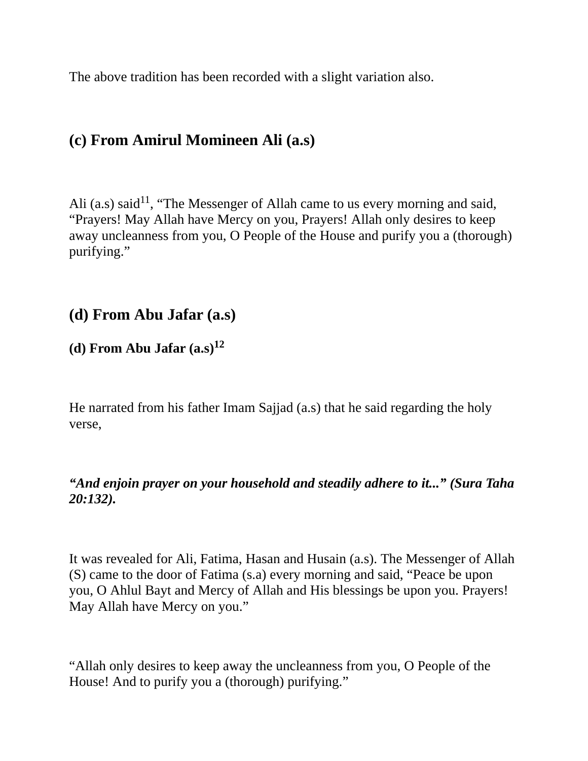The above tradition has been recorded with a slight variation also.

## (c) From Amirul Momineen Ali (a.s)

Ali (a.s) said[11], “The Messenger of Allah came to us every morning and said, “Prayers! May Allah have Mercy on you, Prayers! Allah only desires to keep away uncleanness from you, O People of the House and purify you a (thorough) purifying.”

## (d) From Abu Jafar (a.s)

### (d) From Abu Jafar (a.s)[12]

He narrated from his father Imam Sajjad (a.s) that he said regarding the holy verse,

***“And enjoin prayer on your household and steadily adhere to it...” (Sura Taha 20:132).***

It was revealed for Ali, Fatima, Hasan and Husain (a.s). The Messenger of Allah (S) came to the door of Fatima (s.a) every morning and said, “Peace be upon you, O Ahlul Bayt and Mercy of Allah and His blessings be upon you. Prayers! May Allah have Mercy on you.”

“Allah only desires to keep away the uncleanness from you, O People of the House! And to purify you a (thorough) purifying.”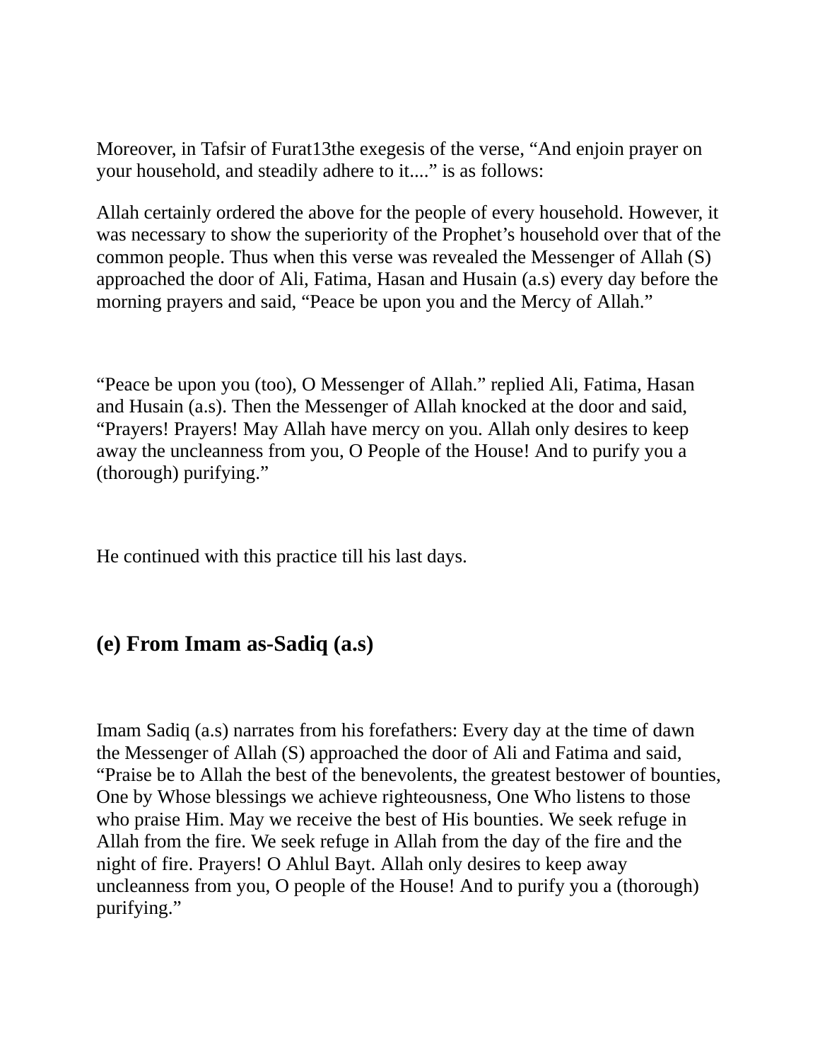Moreover, in Tafsir of Furat[13] the exegesis of the verse, “And enjoin prayer on your household, and steadily adhere to it....” is as follows:

Allah certainly ordered the above for the people of every household. However, it was necessary to show the superiority of the Prophet’s household over that of the common people. Thus when this verse was revealed the Messenger of Allah (S) approached the door of Ali, Fatima, Hasan and Husain (a.s) every day before the morning prayers and said, “Peace be upon you and the Mercy of Allah.”

“Peace be upon you (too), O Messenger of Allah.” replied Ali, Fatima, Hasan and Husain (a.s). Then the Messenger of Allah knocked at the door and said, “Prayers! Prayers! May Allah have mercy on you. Allah only desires to keep away the uncleanness from you, O People of the House! And to purify you a (thorough) purifying.”

He continued with this practice till his last days.

## (e) From Imam as-Sadiq (a.s)

Imam Sadiq (a.s) narrates from his forefathers: Every day at the time of dawn the Messenger of Allah (S) approached the door of Ali and Fatima and said, “Praise be to Allah the best of the benevolents, the greatest bestower of bounties, One by Whose blessings we achieve righteousness, One Who listens to those who praise Him. May we receive the best of His bounties. We seek refuge in Allah from the fire. We seek refuge in Allah from the day of the fire and the night of fire. Prayers! O Ahlul Bayt. Allah only desires to keep away uncleanness from you, O people of the House! And to purify you a (thorough) purifying.”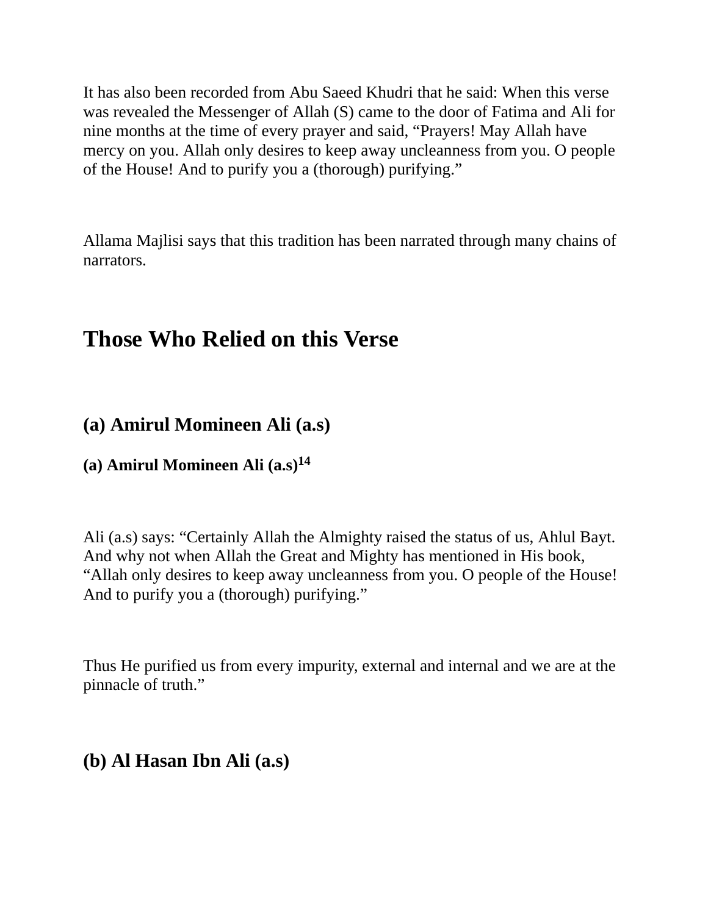It has also been recorded from Abu Saeed Khudri that he said: When this verse was revealed the Messenger of Allah (S) came to the door of Fatima and Ali for nine months at the time of every prayer and said, “Prayers! May Allah have mercy on you. Allah only desires to keep away uncleanness from you. O people of the House! And to purify you a (thorough) purifying.”

Allama Majlisi says that this tradition has been narrated through many chains of narrators.

## Those Who Relied on this Verse

### (a) Amirul Momineen Ali (a.s)

#### (a) Amirul Momineen Ali (a.s)[14]

Ali (a.s) says: “Certainly Allah the Almighty raised the status of us, Ahlul Bayt. And why not when Allah the Great and Mighty has mentioned in His book, “Allah only desires to keep away uncleanness from you. O people of the House! And to purify you a (thorough) purifying.”

Thus He purified us from every impurity, external and internal and we are at the pinnacle of truth.”

### (b) Al Hasan Ibn Ali (a.s)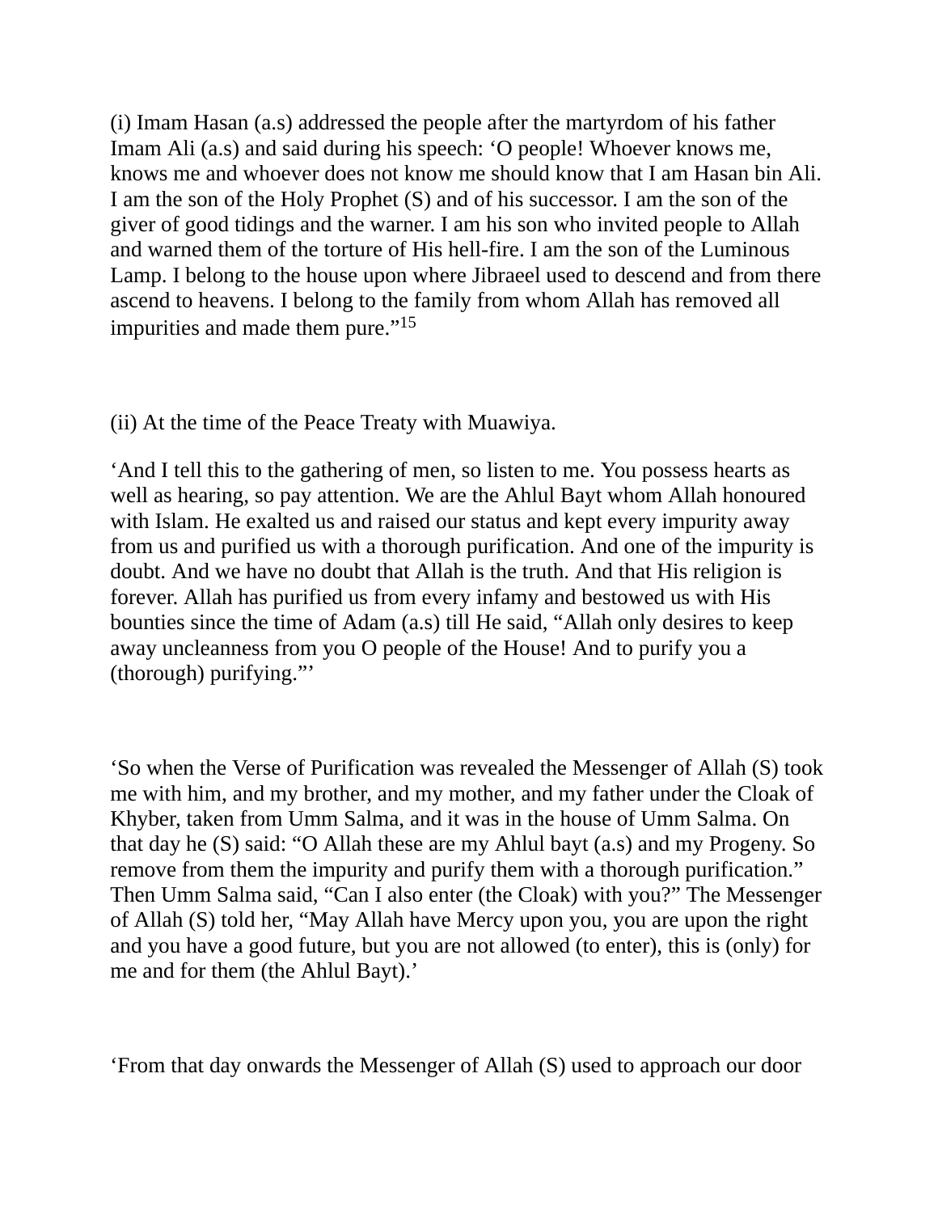(i) Imam Hasan (a.s) addressed the people after the martyrdom of his father Imam Ali (a.s) and said during his speech: ‘O people! Whoever knows me, knows me and whoever does not know me should know that I am Hasan bin Ali. I am the son of the Holy Prophet (S) and of his successor. I am the son of the giver of good tidings and the warner. I am his son who invited people to Allah and warned them of the torture of His hell-fire. I am the son of the Luminous Lamp. I belong to the house upon where Jibraeel used to descend and from there ascend to heavens. I belong to the family from whom Allah has removed all impurities and made them pure.”[15]

(ii) At the time of the Peace Treaty with Muawiya.

‘And I tell this to the gathering of men, so listen to me. You possess hearts as well as hearing, so pay attention. We are the Ahlul Bayt whom Allah honoured with Islam. He exalted us and raised our status and kept every impurity away from us and purified us with a thorough purification. And one of the impurity is doubt. And we have no doubt that Allah is the truth. And that His religion is forever. Allah has purified us from every infamy and bestowed us with His bounties since the time of Adam (a.s) till He said, “Allah only desires to keep away uncleanness from you O people of the House! And to purify you a (thorough) purifying.”’

‘So when the Verse of Purification was revealed the Messenger of Allah (S) took me with him, and my brother, and my mother, and my father under the Cloak of Khyber, taken from Umm Salma, and it was in the house of Umm Salma. On that day he (S) said: “O Allah these are my Ahlul bayt (a.s) and my Progeny. So remove from them the impurity and purify them with a thorough purification.” Then Umm Salma said, “Can I also enter (the Cloak) with you?” The Messenger of Allah (S) told her, “May Allah have Mercy upon you, you are upon the right and you have a good future, but you are not allowed (to enter), this is (only) for me and for them (the Ahlul Bayt).’

‘From that day onwards the Messenger of Allah (S) used to approach our door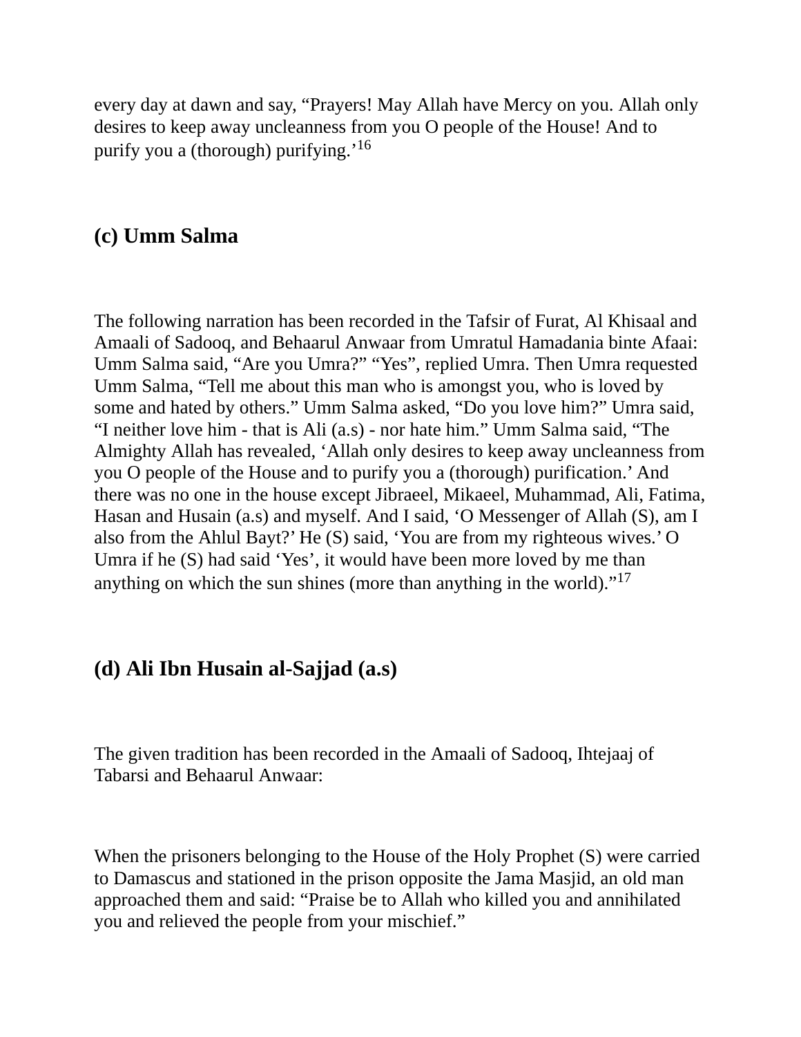every day at dawn and say, “Prayers! May Allah have Mercy on you. Allah only desires to keep away uncleanness from you O people of the House! And to purify you a (thorough) purifying.’[16]

### (c) Umm Salma

The following narration has been recorded in the Tafsir of Furat, Al Khisaal and Amaali of Sadooq, and Behaarul Anwaar from Umratul Hamadania binte Afaai: Umm Salma said, “Are you Umra?” “Yes”, replied Umra. Then Umra requested Umm Salma, “Tell me about this man who is amongst you, who is loved by some and hated by others.” Umm Salma asked, “Do you love him?” Umra said, “I neither love him - that is Ali (a.s) - nor hate him.” Umm Salma said, “The Almighty Allah has revealed, ‘Allah only desires to keep away uncleanness from you O people of the House and to purify you a (thorough) purification.’ And there was no one in the house except Jibraeel, Mikaeel, Muhammad, Ali, Fatima, Hasan and Husain (a.s) and myself. And I said, ‘O Messenger of Allah (S), am I also from the Ahlul Bayt?’ He (S) said, ‘You are from my righteous wives.’ O Umra if he (S) had said ‘Yes’, it would have been more loved by me than anything on which the sun shines (more than anything in the world).”[17]

### (d) Ali Ibn Husain al-Sajjad (a.s)

The given tradition has been recorded in the Amaali of Sadooq, Ihtejaaj of Tabarsi and Behaarul Anwaar:

When the prisoners belonging to the House of the Holy Prophet (S) were carried to Damascus and stationed in the prison opposite the Jama Masjid, an old man approached them and said: “Praise be to Allah who killed you and annihilated you and relieved the people from your mischief.”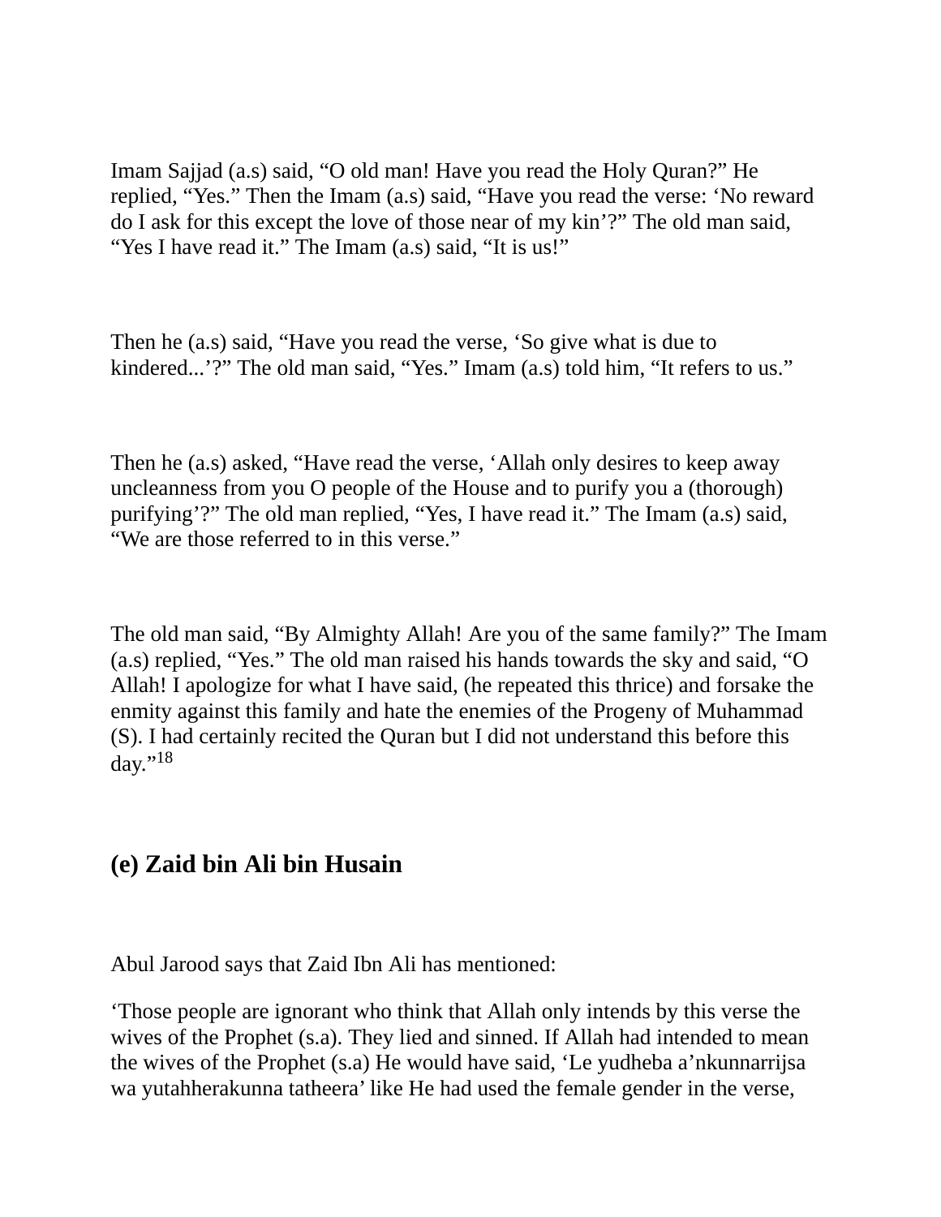Imam Sajjad (a.s) said, “O old man! Have you read the Holy Quran?” He replied, “Yes.” Then the Imam (a.s) said, “Have you read the verse: ‘No reward do I ask for this except the love of those near of my kin’?” The old man said, “Yes I have read it.” The Imam (a.s) said, “It is us!”

Then he (a.s) said, “Have you read the verse, ‘So give what is due to kindered...’?” The old man said, “Yes.” Imam (a.s) told him, “It refers to us.”

Then he (a.s) asked, “Have read the verse, ‘Allah only desires to keep away uncleanness from you O people of the House and to purify you a (thorough) purifying’?” The old man replied, “Yes, I have read it.” The Imam (a.s) said, “We are those referred to in this verse.”

The old man said, “By Almighty Allah! Are you of the same family?” The Imam (a.s) replied, “Yes.” The old man raised his hands towards the sky and said, “O Allah! I apologize for what I have said, (he repeated this thrice) and forsake the enmity against this family and hate the enemies of the Progeny of Muhammad (S). I had certainly recited the Quran but I did not understand this before this day.”[18]

## (e) Zaid bin Ali bin Husain

Abul Jarood says that Zaid Ibn Ali has mentioned:

‘Those people are ignorant who think that Allah only intends by this verse the wives of the Prophet (s.a). They lied and sinned. If Allah had intended to mean the wives of the Prophet (s.a) He would have said, ‘Le yudheba a’nkunnarrijsa wa yutahherakunna tatheera’ like He had used the female gender in the verse,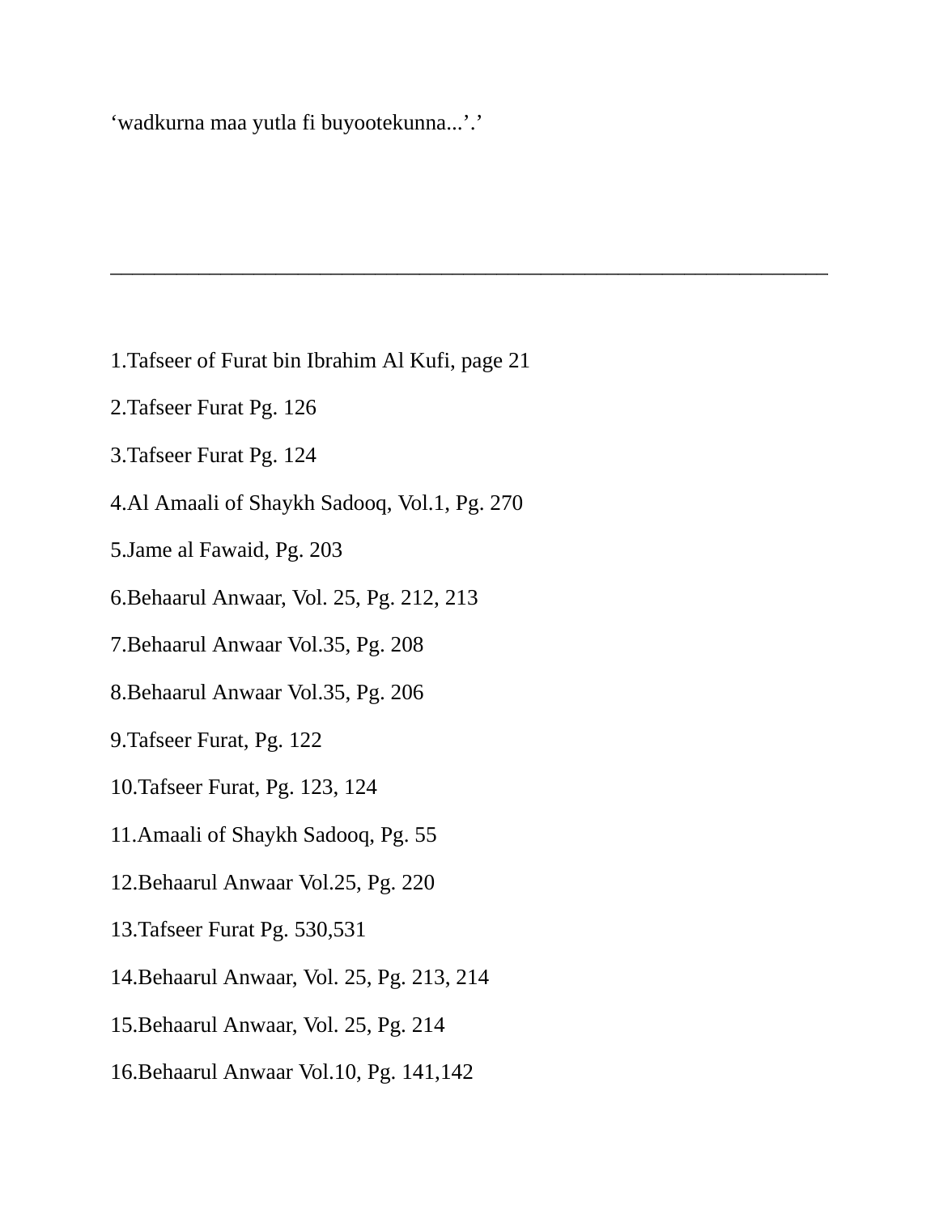‘wadkurna maa yutla fi buyootekunna...’.’

---

1.Tafseer of Furat bin Ibrahim Al Kufi, page 21

2.Tafseer Furat Pg. 126

3.Tafseer Furat Pg. 124

4.Al Amaali of Shaykh Sadooq, Vol.1, Pg. 270

5.Jame al Fawaid, Pg. 203

6.Behaarul Anwaar, Vol. 25, Pg. 212, 213

7.Behaarul Anwaar Vol.35, Pg. 208

8.Behaarul Anwaar Vol.35, Pg. 206

9.Tafseer Furat, Pg. 122

10.Tafseer Furat, Pg. 123, 124

11.Amaali of Shaykh Sadooq, Pg. 55

12.Behaarul Anwaar Vol.25, Pg. 220

13.Tafseer Furat Pg. 530,531

14.Behaarul Anwaar, Vol. 25, Pg. 213, 214

15.Behaarul Anwaar, Vol. 25, Pg. 214

16.Behaarul Anwaar Vol.10, Pg. 141,142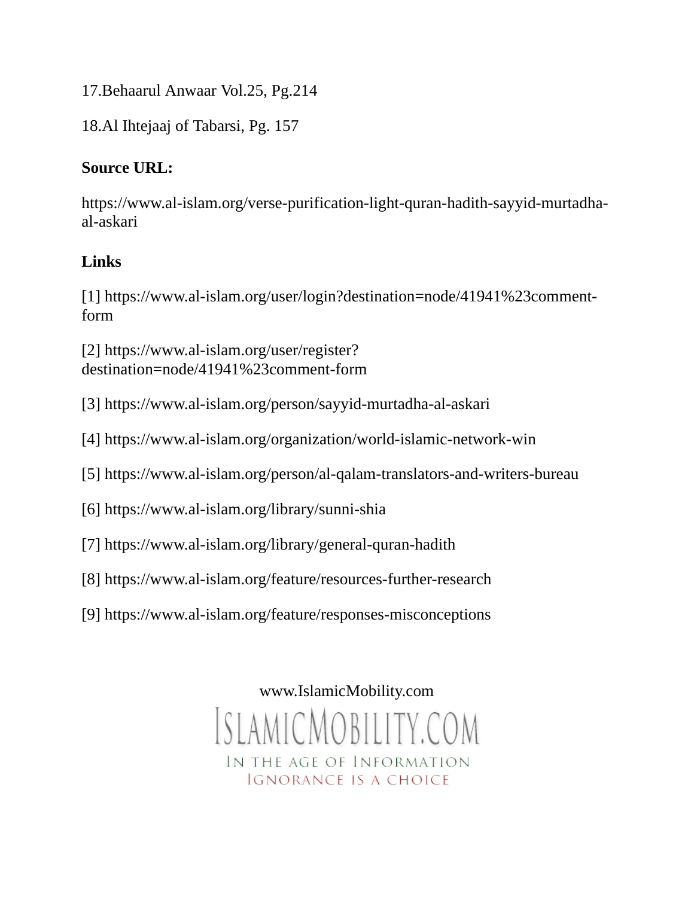17.Behaarul Anwaar Vol.25, Pg.214

18.Al Ihtejaaj of Tabarsi, Pg. 157

**Source URL:**

https://www.al-islam.org/verse-purification-light-quran-hadith-sayyid-murtadha-al-askari

**Links**

[1] https://www.al-islam.org/user/login?destination=node/41941%23comment-form

[2] https://www.al-islam.org/user/register?destination=node/41941%23comment-form

[3] https://www.al-islam.org/person/sayyid-murtadha-al-askari

[4] https://www.al-islam.org/organization/world-islamic-network-win

[5] https://www.al-islam.org/person/al-qalam-translators-and-writers-bureau

[6] https://www.al-islam.org/library/sunni-shia

[7] https://www.al-islam.org/library/general-quran-hadith

[8] https://www.al-islam.org/feature/resources-further-research

[9] https://www.al-islam.org/feature/responses-misconceptions

www.IslamicMobility.com

ISLAMICMOBILITY.COM

IN THE AGE OF INFORMATION

IGNORANCE IS A CHOICE